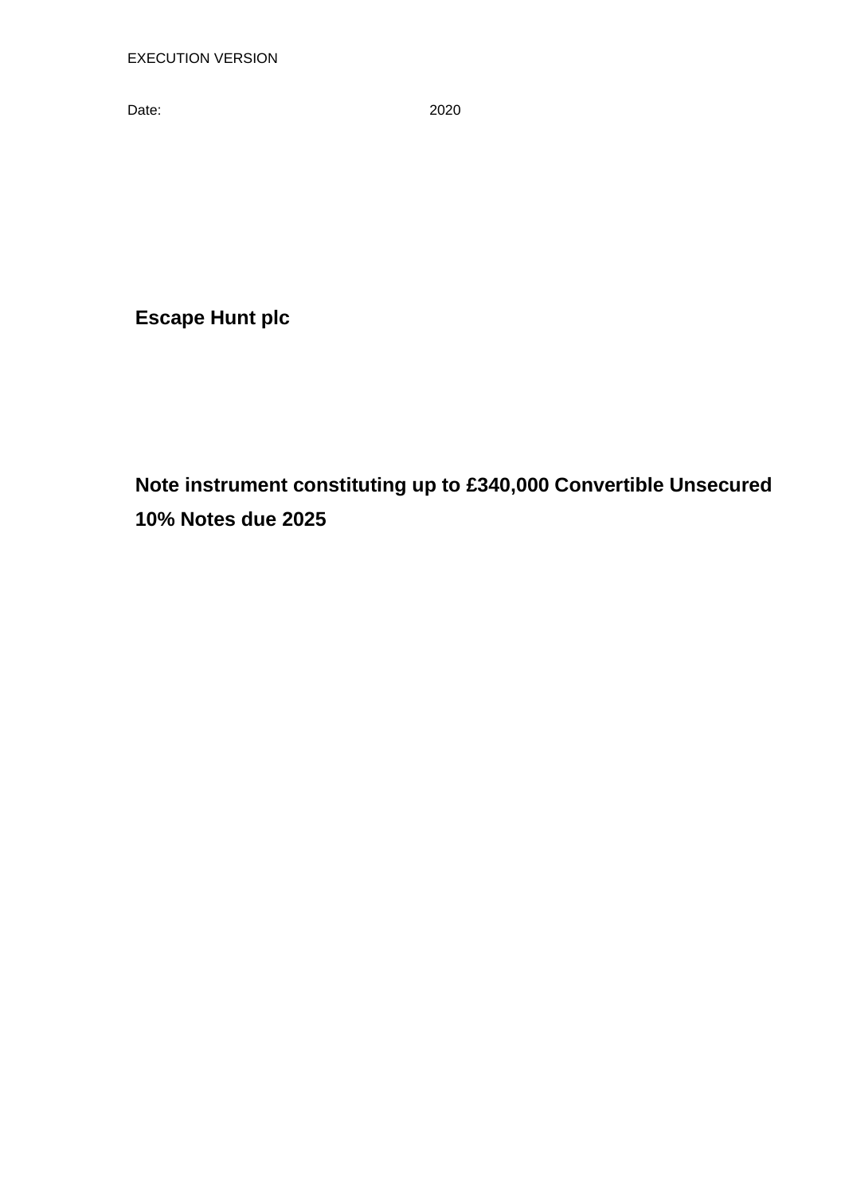EXECUTION VERSION

Date: 2020

**Escape Hunt plc**

**Note instrument constituting up to £340,000 Convertible Unsecured 10% Notes due 2025**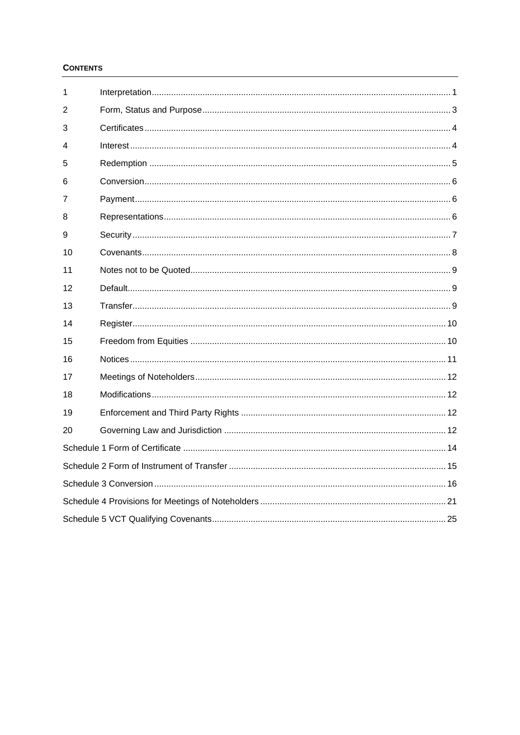**CONTENTS**

| | | |
|---|---|---|
| 1 | Interpretation | 1 |
| 2 | Form, Status and Purpose | 3 |
| 3 | Certificates | 4 |
| 4 | Interest | 4 |
| 5 | Redemption | 5 |
| 6 | Conversion | 6 |
| 7 | Payment | 6 |
| 8 | Representations | 6 |
| 9 | Security | 7 |
| 10 | Covenants | 8 |
| 11 | Notes not to be Quoted | 9 |
| 12 | Default | 9 |
| 13 | Transfer | 9 |
| 14 | Register | 10 |
| 15 | Freedom from Equities | 10 |
| 16 | Notices | 11 |
| 17 | Meetings of Noteholders | 12 |
| 18 | Modifications | 12 |
| 19 | Enforcement and Third Party Rights | 12 |
| 20 | Governing Law and Jurisdiction | 12 |
| Schedule 1 Form of Certificate | | 14 |
| Schedule 2 Form of Instrument of Transfer | | 15 |
| Schedule 3 Conversion | | 16 |
| Schedule 4 Provisions for Meetings of Noteholders | | 21 |
| Schedule 5 VCT Qualifying Covenants | | 25 |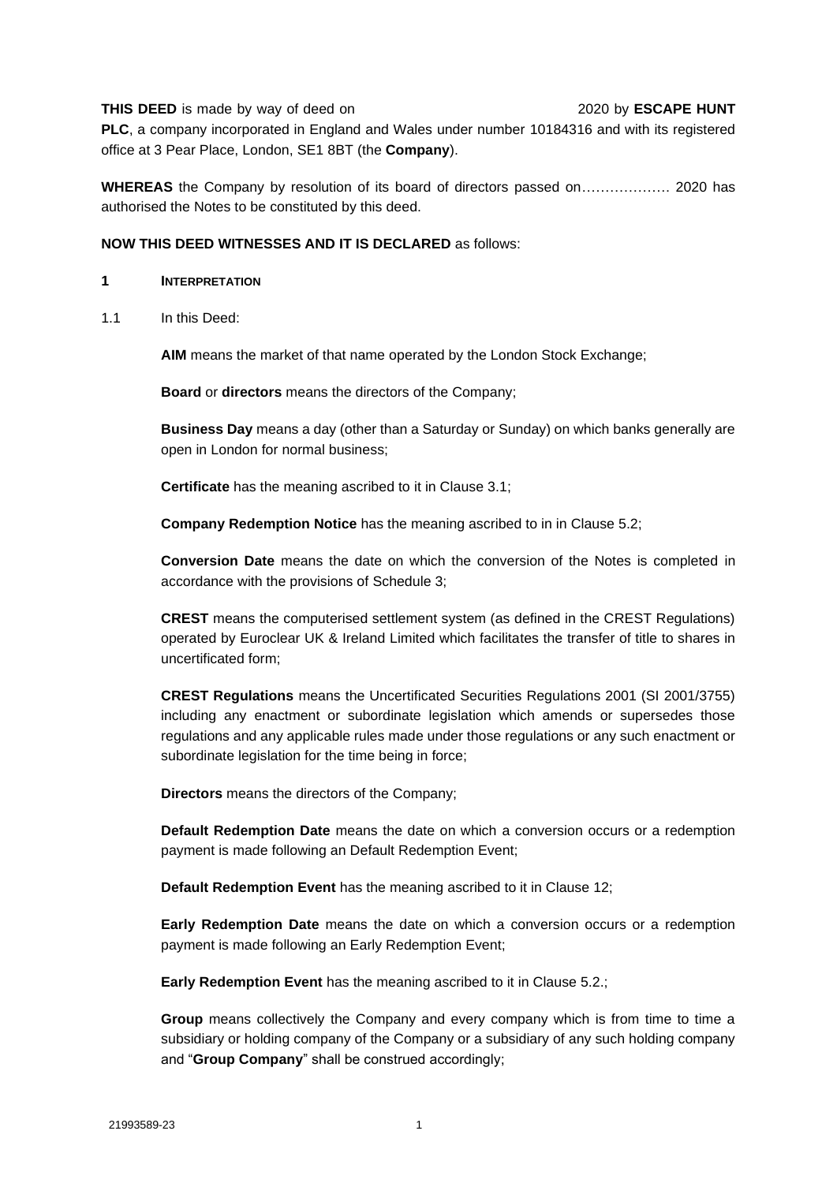**THIS DEED** is made by way of deed on 2020 by **ESCAPE HUNT PLC**, a company incorporated in England and Wales under number 10184316 and with its registered office at 3 Pear Place, London, SE1 8BT (the **Company**).

**WHEREAS** the Company by resolution of its board of directors passed on………………. 2020 has authorised the Notes to be constituted by this deed.

**NOW THIS DEED WITNESSES AND IT IS DECLARED** as follows:

## 1 INTERPRETATION

1.1 In this Deed:

**AIM** means the market of that name operated by the London Stock Exchange;

**Board** or **directors** means the directors of the Company;

**Business Day** means a day (other than a Saturday or Sunday) on which banks generally are open in London for normal business;

**Certificate** has the meaning ascribed to it in Clause 3.1;

**Company Redemption Notice** has the meaning ascribed to in in Clause 5.2;

**Conversion Date** means the date on which the conversion of the Notes is completed in accordance with the provisions of Schedule 3;

**CREST** means the computerised settlement system (as defined in the CREST Regulations) operated by Euroclear UK & Ireland Limited which facilitates the transfer of title to shares in uncertificated form;

**CREST Regulations** means the Uncertificated Securities Regulations 2001 (SI 2001/3755) including any enactment or subordinate legislation which amends or supersedes those regulations and any applicable rules made under those regulations or any such enactment or subordinate legislation for the time being in force;

**Directors** means the directors of the Company;

**Default Redemption Date** means the date on which a conversion occurs or a redemption payment is made following an Default Redemption Event;

**Default Redemption Event** has the meaning ascribed to it in Clause 12;

**Early Redemption Date** means the date on which a conversion occurs or a redemption payment is made following an Early Redemption Event;

**Early Redemption Event** has the meaning ascribed to it in Clause 5.2.;

**Group** means collectively the Company and every company which is from time to time a subsidiary or holding company of the Company or a subsidiary of any such holding company and "**Group Company**" shall be construed accordingly;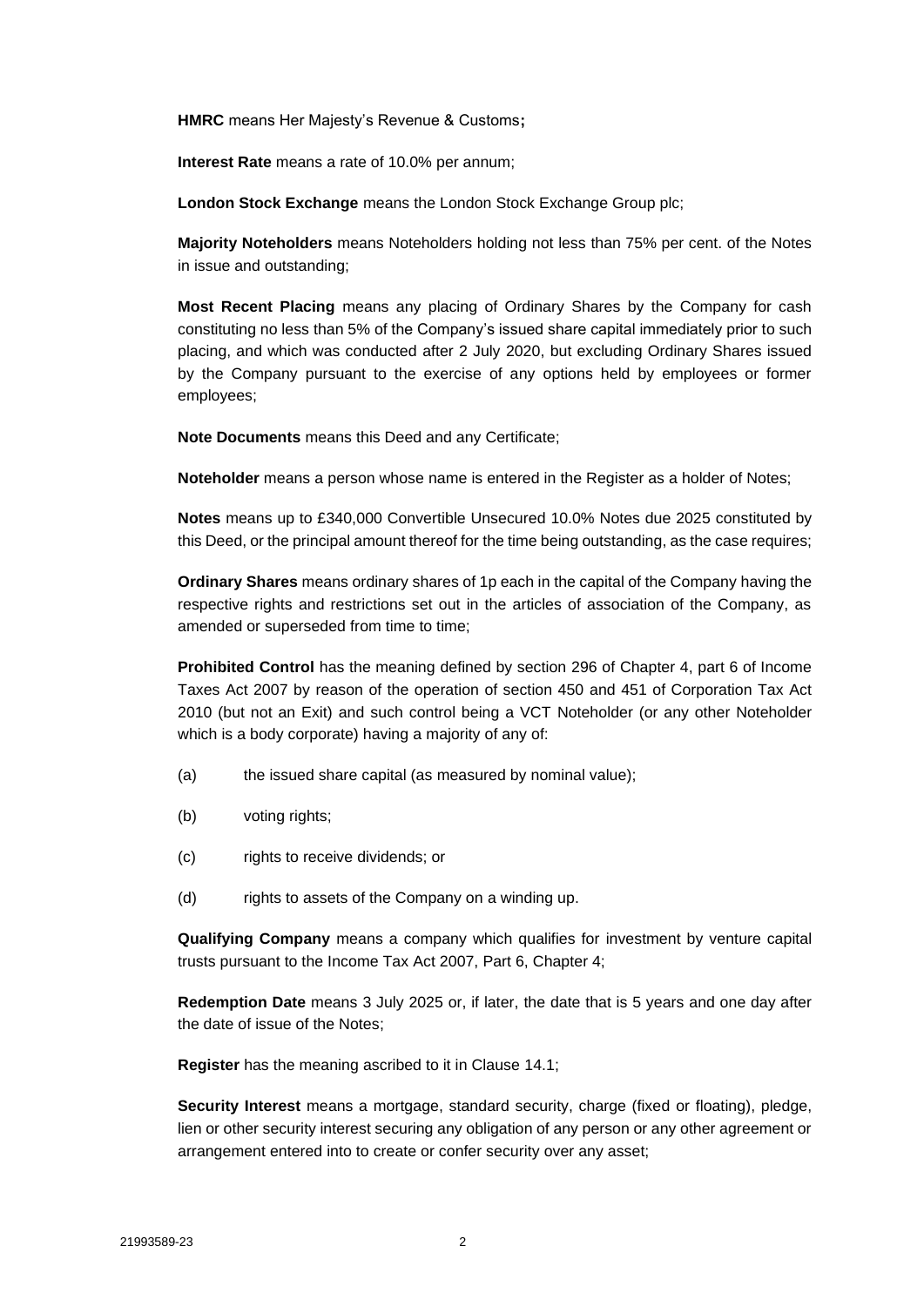**HMRC** means Her Majesty's Revenue & Customs**;**

**Interest Rate** means a rate of 10.0% per annum;

**London Stock Exchange** means the London Stock Exchange Group plc;

**Majority Noteholders** means Noteholders holding not less than 75% per cent. of the Notes in issue and outstanding;

**Most Recent Placing** means any placing of Ordinary Shares by the Company for cash constituting no less than 5% of the Company's issued share capital immediately prior to such placing, and which was conducted after 2 July 2020, but excluding Ordinary Shares issued by the Company pursuant to the exercise of any options held by employees or former employees;

**Note Documents** means this Deed and any Certificate;

**Noteholder** means a person whose name is entered in the Register as a holder of Notes;

**Notes** means up to £340,000 Convertible Unsecured 10.0% Notes due 2025 constituted by this Deed, or the principal amount thereof for the time being outstanding, as the case requires;

**Ordinary Shares** means ordinary shares of 1p each in the capital of the Company having the respective rights and restrictions set out in the articles of association of the Company, as amended or superseded from time to time;

**Prohibited Control** has the meaning defined by section 296 of Chapter 4, part 6 of Income Taxes Act 2007 by reason of the operation of section 450 and 451 of Corporation Tax Act 2010 (but not an Exit) and such control being a VCT Noteholder (or any other Noteholder which is a body corporate) having a majority of any of:

(a) the issued share capital (as measured by nominal value);

(b) voting rights;

(c) rights to receive dividends; or

(d) rights to assets of the Company on a winding up.

**Qualifying Company** means a company which qualifies for investment by venture capital trusts pursuant to the Income Tax Act 2007, Part 6, Chapter 4;

**Redemption Date** means 3 July 2025 or, if later, the date that is 5 years and one day after the date of issue of the Notes;

**Register** has the meaning ascribed to it in Clause 14.1;

**Security Interest** means a mortgage, standard security, charge (fixed or floating), pledge, lien or other security interest securing any obligation of any person or any other agreement or arrangement entered into to create or confer security over any asset;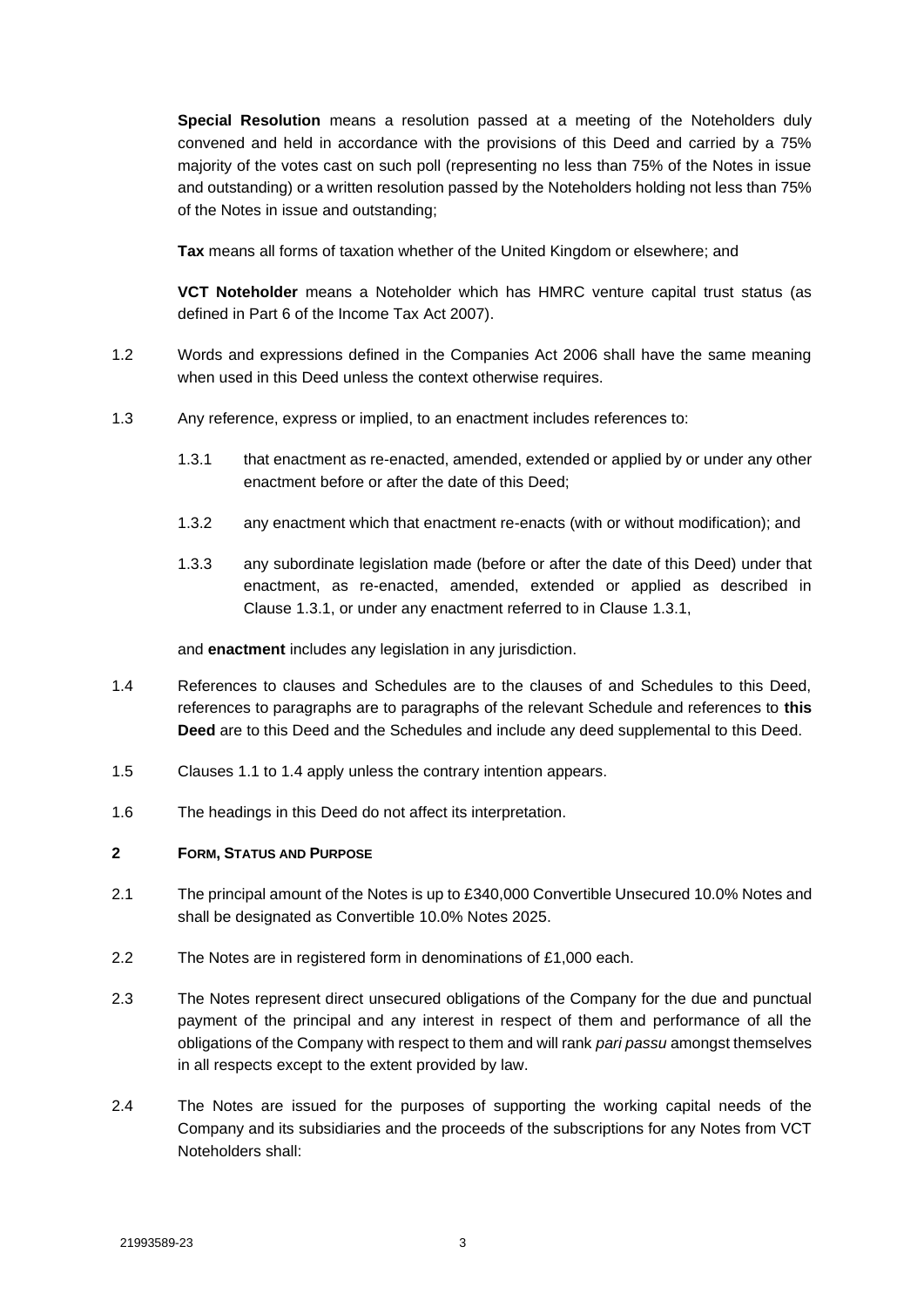**Special Resolution** means a resolution passed at a meeting of the Noteholders duly convened and held in accordance with the provisions of this Deed and carried by a 75% majority of the votes cast on such poll (representing no less than 75% of the Notes in issue and outstanding) or a written resolution passed by the Noteholders holding not less than 75% of the Notes in issue and outstanding;

**Tax** means all forms of taxation whether of the United Kingdom or elsewhere; and

**VCT Noteholder** means a Noteholder which has HMRC venture capital trust status (as defined in Part 6 of the Income Tax Act 2007).

1.2 Words and expressions defined in the Companies Act 2006 shall have the same meaning when used in this Deed unless the context otherwise requires.

1.3 Any reference, express or implied, to an enactment includes references to:

1.3.1 that enactment as re-enacted, amended, extended or applied by or under any other enactment before or after the date of this Deed;

1.3.2 any enactment which that enactment re-enacts (with or without modification); and

1.3.3 any subordinate legislation made (before or after the date of this Deed) under that enactment, as re-enacted, amended, extended or applied as described in Clause 1.3.1, or under any enactment referred to in Clause 1.3.1,

and **enactment** includes any legislation in any jurisdiction.

1.4 References to clauses and Schedules are to the clauses of and Schedules to this Deed, references to paragraphs are to paragraphs of the relevant Schedule and references to **this Deed** are to this Deed and the Schedules and include any deed supplemental to this Deed.

1.5 Clauses 1.1 to 1.4 apply unless the contrary intention appears.

1.6 The headings in this Deed do not affect its interpretation.

## 2 Form, Status and Purpose

2.1 The principal amount of the Notes is up to £340,000 Convertible Unsecured 10.0% Notes and shall be designated as Convertible 10.0% Notes 2025.

2.2 The Notes are in registered form in denominations of £1,000 each.

2.3 The Notes represent direct unsecured obligations of the Company for the due and punctual payment of the principal and any interest in respect of them and performance of all the obligations of the Company with respect to them and will rank *pari passu* amongst themselves in all respects except to the extent provided by law.

2.4 The Notes are issued for the purposes of supporting the working capital needs of the Company and its subsidiaries and the proceeds of the subscriptions for any Notes from VCT Noteholders shall: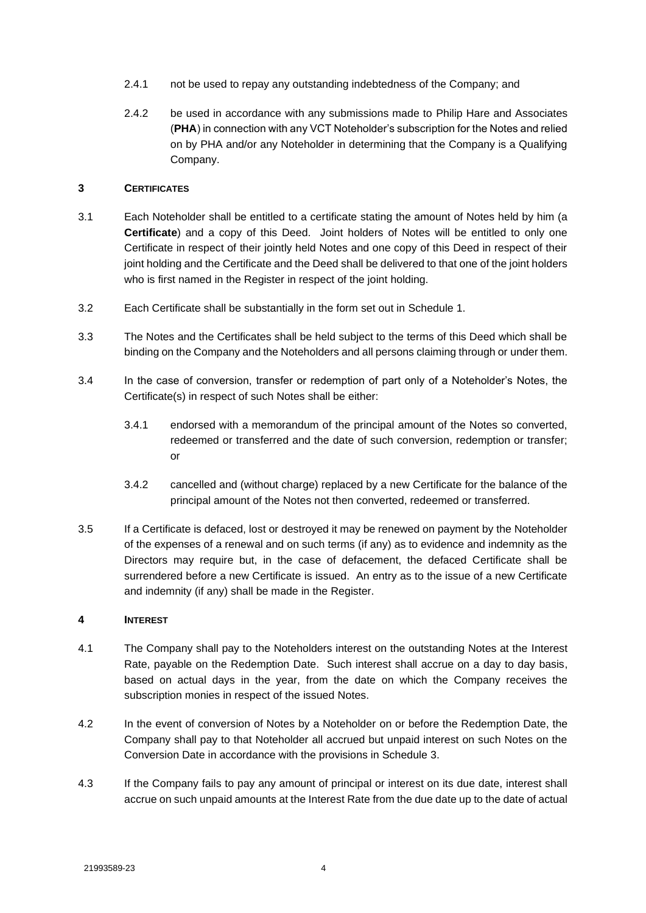2.4.1 not be used to repay any outstanding indebtedness of the Company; and

2.4.2 be used in accordance with any submissions made to Philip Hare and Associates (**PHA**) in connection with any VCT Noteholder's subscription for the Notes and relied on by PHA and/or any Noteholder in determining that the Company is a Qualifying Company.

## 3 CERTIFICATES

3.1 Each Noteholder shall be entitled to a certificate stating the amount of Notes held by him (a **Certificate**) and a copy of this Deed. Joint holders of Notes will be entitled to only one Certificate in respect of their jointly held Notes and one copy of this Deed in respect of their joint holding and the Certificate and the Deed shall be delivered to that one of the joint holders who is first named in the Register in respect of the joint holding.

3.2 Each Certificate shall be substantially in the form set out in Schedule 1.

3.3 The Notes and the Certificates shall be held subject to the terms of this Deed which shall be binding on the Company and the Noteholders and all persons claiming through or under them.

3.4 In the case of conversion, transfer or redemption of part only of a Noteholder's Notes, the Certificate(s) in respect of such Notes shall be either:

3.4.1 endorsed with a memorandum of the principal amount of the Notes so converted, redeemed or transferred and the date of such conversion, redemption or transfer; or

3.4.2 cancelled and (without charge) replaced by a new Certificate for the balance of the principal amount of the Notes not then converted, redeemed or transferred.

3.5 If a Certificate is defaced, lost or destroyed it may be renewed on payment by the Noteholder of the expenses of a renewal and on such terms (if any) as to evidence and indemnity as the Directors may require but, in the case of defacement, the defaced Certificate shall be surrendered before a new Certificate is issued. An entry as to the issue of a new Certificate and indemnity (if any) shall be made in the Register.

## 4 INTEREST

4.1 The Company shall pay to the Noteholders interest on the outstanding Notes at the Interest Rate, payable on the Redemption Date. Such interest shall accrue on a day to day basis, based on actual days in the year, from the date on which the Company receives the subscription monies in respect of the issued Notes.

4.2 In the event of conversion of Notes by a Noteholder on or before the Redemption Date, the Company shall pay to that Noteholder all accrued but unpaid interest on such Notes on the Conversion Date in accordance with the provisions in Schedule 3.

4.3 If the Company fails to pay any amount of principal or interest on its due date, interest shall accrue on such unpaid amounts at the Interest Rate from the due date up to the date of actual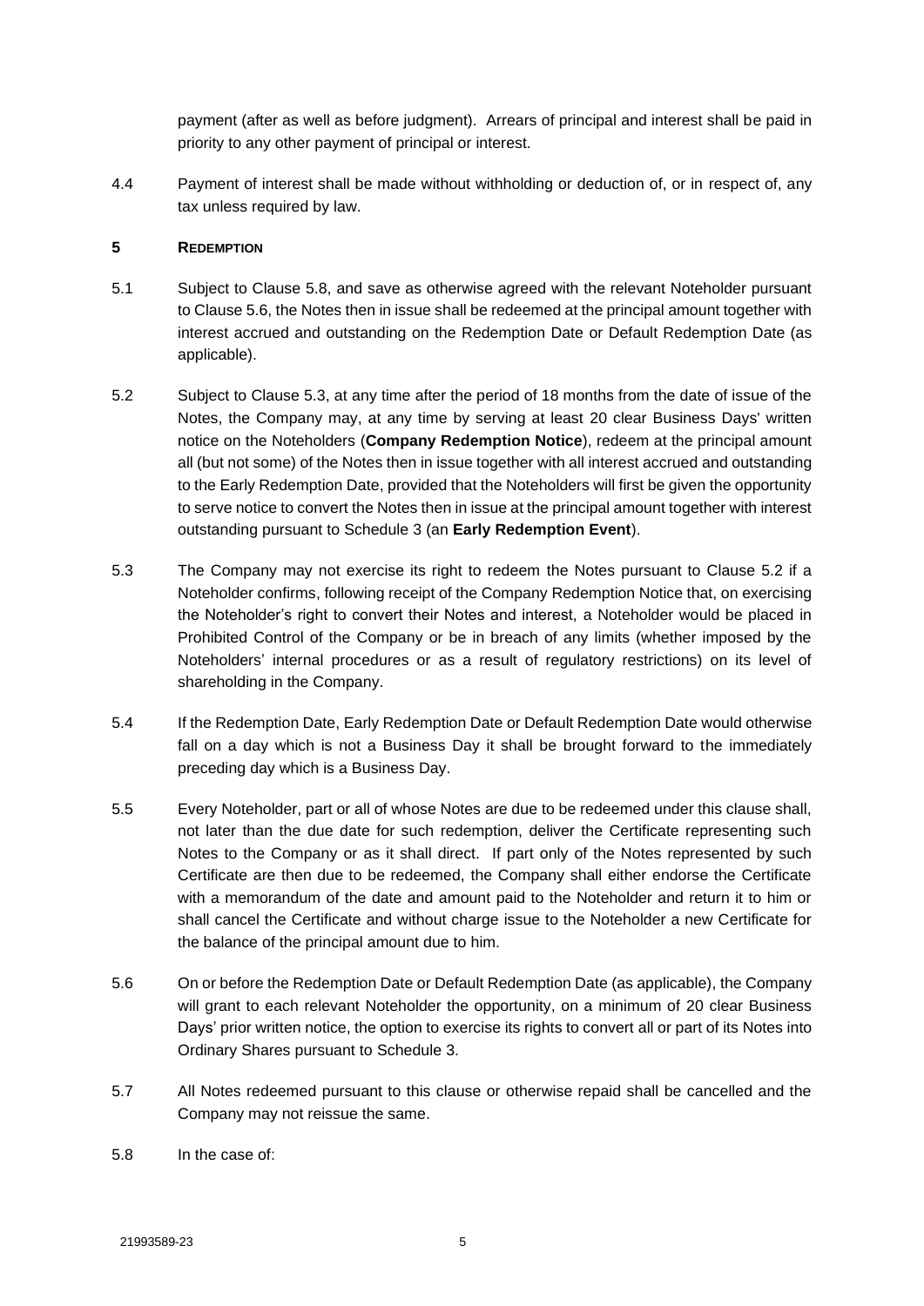payment (after as well as before judgment). Arrears of principal and interest shall be paid in priority to any other payment of principal or interest.

4.4 Payment of interest shall be made without withholding or deduction of, or in respect of, any tax unless required by law.

## 5 REDEMPTION

5.1 Subject to Clause 5.8, and save as otherwise agreed with the relevant Noteholder pursuant to Clause 5.6, the Notes then in issue shall be redeemed at the principal amount together with interest accrued and outstanding on the Redemption Date or Default Redemption Date (as applicable).

5.2 Subject to Clause 5.3, at any time after the period of 18 months from the date of issue of the Notes, the Company may, at any time by serving at least 20 clear Business Days' written notice on the Noteholders (**Company Redemption Notice**), redeem at the principal amount all (but not some) of the Notes then in issue together with all interest accrued and outstanding to the Early Redemption Date, provided that the Noteholders will first be given the opportunity to serve notice to convert the Notes then in issue at the principal amount together with interest outstanding pursuant to Schedule 3 (an **Early Redemption Event**).

5.3 The Company may not exercise its right to redeem the Notes pursuant to Clause 5.2 if a Noteholder confirms, following receipt of the Company Redemption Notice that, on exercising the Noteholder's right to convert their Notes and interest, a Noteholder would be placed in Prohibited Control of the Company or be in breach of any limits (whether imposed by the Noteholders' internal procedures or as a result of regulatory restrictions) on its level of shareholding in the Company.

5.4 If the Redemption Date, Early Redemption Date or Default Redemption Date would otherwise fall on a day which is not a Business Day it shall be brought forward to the immediately preceding day which is a Business Day.

5.5 Every Noteholder, part or all of whose Notes are due to be redeemed under this clause shall, not later than the due date for such redemption, deliver the Certificate representing such Notes to the Company or as it shall direct. If part only of the Notes represented by such Certificate are then due to be redeemed, the Company shall either endorse the Certificate with a memorandum of the date and amount paid to the Noteholder and return it to him or shall cancel the Certificate and without charge issue to the Noteholder a new Certificate for the balance of the principal amount due to him.

5.6 On or before the Redemption Date or Default Redemption Date (as applicable), the Company will grant to each relevant Noteholder the opportunity, on a minimum of 20 clear Business Days' prior written notice, the option to exercise its rights to convert all or part of its Notes into Ordinary Shares pursuant to Schedule 3.

5.7 All Notes redeemed pursuant to this clause or otherwise repaid shall be cancelled and the Company may not reissue the same.

5.8 In the case of: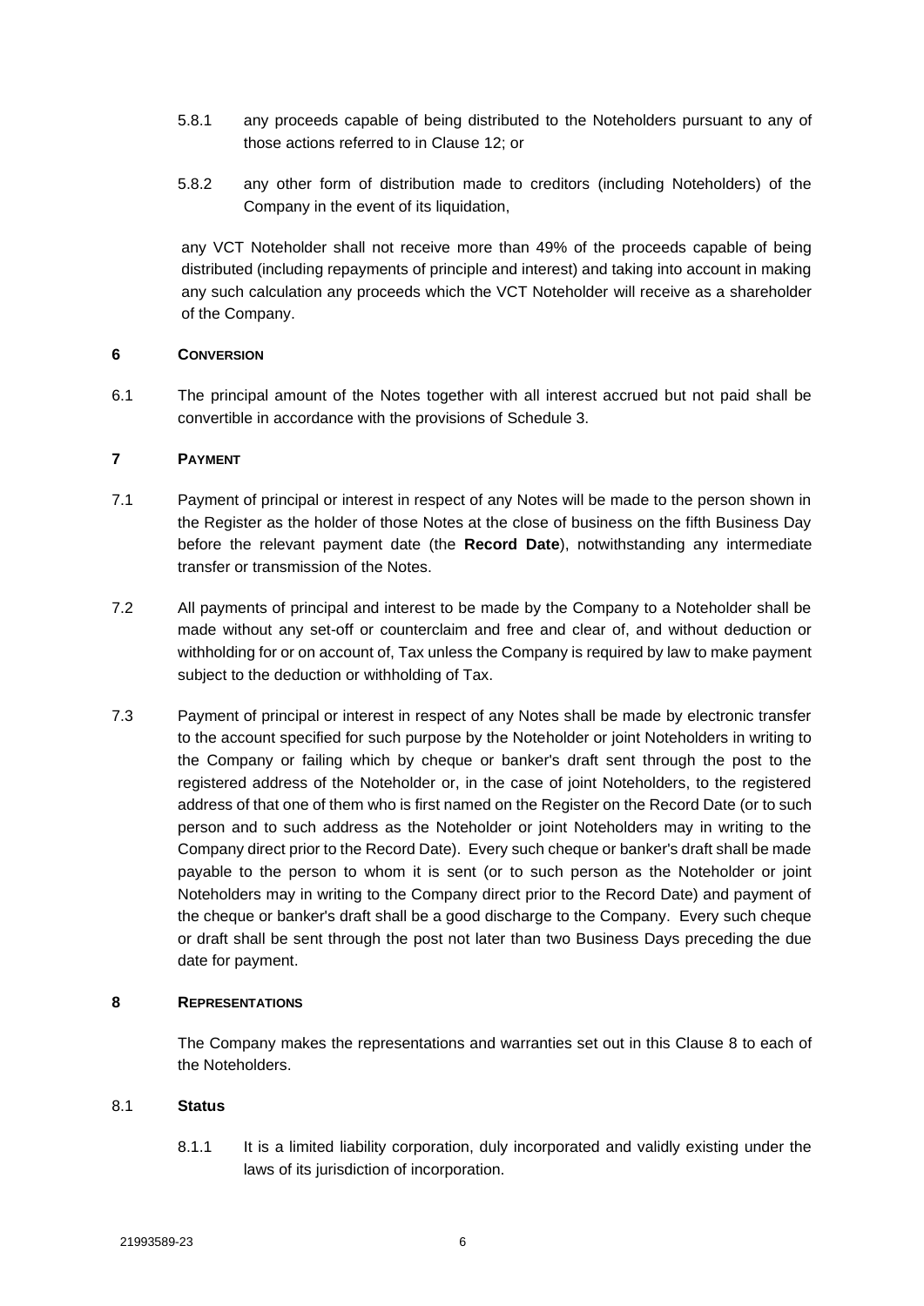5.8.1 any proceeds capable of being distributed to the Noteholders pursuant to any of those actions referred to in Clause 12; or

5.8.2 any other form of distribution made to creditors (including Noteholders) of the Company in the event of its liquidation,

any VCT Noteholder shall not receive more than 49% of the proceeds capable of being distributed (including repayments of principle and interest) and taking into account in making any such calculation any proceeds which the VCT Noteholder will receive as a shareholder of the Company.

## 6 CONVERSION

6.1 The principal amount of the Notes together with all interest accrued but not paid shall be convertible in accordance with the provisions of Schedule 3.

## 7 PAYMENT

7.1 Payment of principal or interest in respect of any Notes will be made to the person shown in the Register as the holder of those Notes at the close of business on the fifth Business Day before the relevant payment date (the **Record Date**), notwithstanding any intermediate transfer or transmission of the Notes.

7.2 All payments of principal and interest to be made by the Company to a Noteholder shall be made without any set-off or counterclaim and free and clear of, and without deduction or withholding for or on account of, Tax unless the Company is required by law to make payment subject to the deduction or withholding of Tax.

7.3 Payment of principal or interest in respect of any Notes shall be made by electronic transfer to the account specified for such purpose by the Noteholder or joint Noteholders in writing to the Company or failing which by cheque or banker's draft sent through the post to the registered address of the Noteholder or, in the case of joint Noteholders, to the registered address of that one of them who is first named on the Register on the Record Date (or to such person and to such address as the Noteholder or joint Noteholders may in writing to the Company direct prior to the Record Date). Every such cheque or banker's draft shall be made payable to the person to whom it is sent (or to such person as the Noteholder or joint Noteholders may in writing to the Company direct prior to the Record Date) and payment of the cheque or banker's draft shall be a good discharge to the Company. Every such cheque or draft shall be sent through the post not later than two Business Days preceding the due date for payment.

## 8 REPRESENTATIONS

The Company makes the representations and warranties set out in this Clause 8 to each of the Noteholders.

### 8.1 Status

8.1.1 It is a limited liability corporation, duly incorporated and validly existing under the laws of its jurisdiction of incorporation.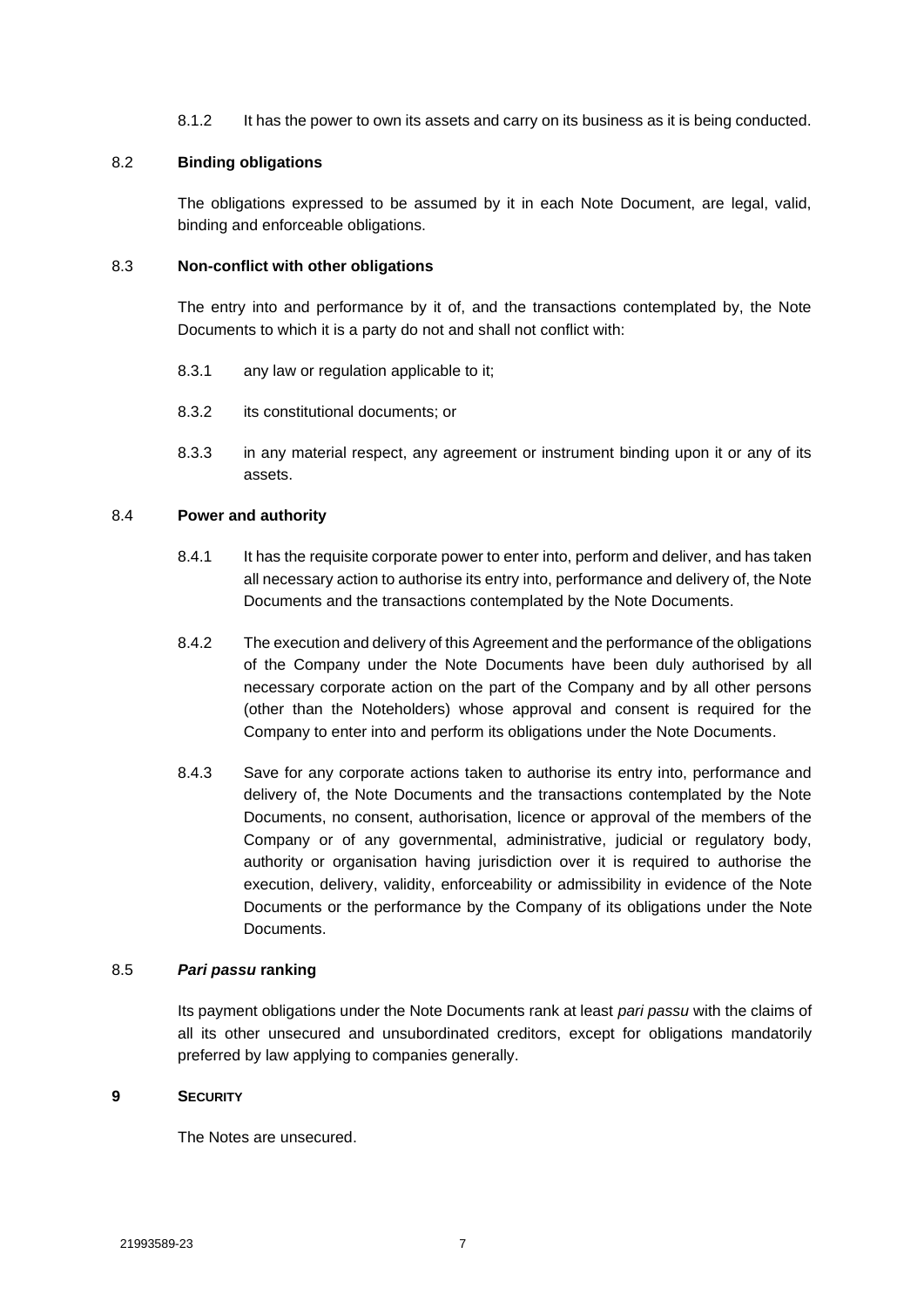8.1.2 It has the power to own its assets and carry on its business as it is being conducted.

8.2 **Binding obligations**

The obligations expressed to be assumed by it in each Note Document, are legal, valid, binding and enforceable obligations.

8.3 **Non-conflict with other obligations**

The entry into and performance by it of, and the transactions contemplated by, the Note Documents to which it is a party do not and shall not conflict with:

8.3.1 any law or regulation applicable to it;

8.3.2 its constitutional documents; or

8.3.3 in any material respect, any agreement or instrument binding upon it or any of its assets.

8.4 **Power and authority**

8.4.1 It has the requisite corporate power to enter into, perform and deliver, and has taken all necessary action to authorise its entry into, performance and delivery of, the Note Documents and the transactions contemplated by the Note Documents.

8.4.2 The execution and delivery of this Agreement and the performance of the obligations of the Company under the Note Documents have been duly authorised by all necessary corporate action on the part of the Company and by all other persons (other than the Noteholders) whose approval and consent is required for the Company to enter into and perform its obligations under the Note Documents.

8.4.3 Save for any corporate actions taken to authorise its entry into, performance and delivery of, the Note Documents and the transactions contemplated by the Note Documents, no consent, authorisation, licence or approval of the members of the Company or of any governmental, administrative, judicial or regulatory body, authority or organisation having jurisdiction over it is required to authorise the execution, delivery, validity, enforceability or admissibility in evidence of the Note Documents or the performance by the Company of its obligations under the Note Documents.

8.5 ***Pari passu* ranking**

Its payment obligations under the Note Documents rank at least *pari passu* with the claims of all its other unsecured and unsubordinated creditors, except for obligations mandatorily preferred by law applying to companies generally.

## 9 SECURITY

The Notes are unsecured.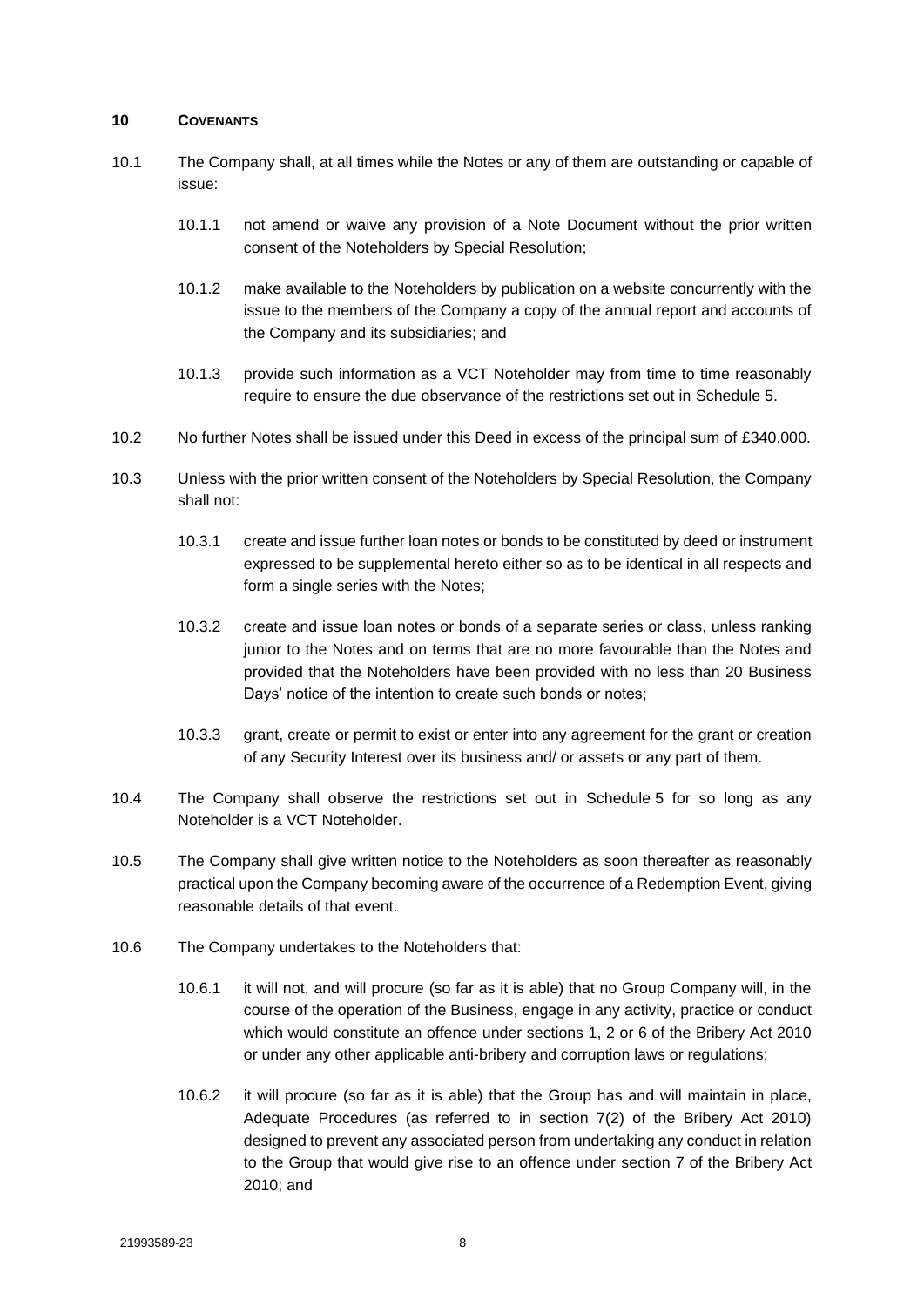## 10 COVENANTS

10.1 The Company shall, at all times while the Notes or any of them are outstanding or capable of issue:

10.1.1 not amend or waive any provision of a Note Document without the prior written consent of the Noteholders by Special Resolution;

10.1.2 make available to the Noteholders by publication on a website concurrently with the issue to the members of the Company a copy of the annual report and accounts of the Company and its subsidiaries; and

10.1.3 provide such information as a VCT Noteholder may from time to time reasonably require to ensure the due observance of the restrictions set out in Schedule 5.

10.2 No further Notes shall be issued under this Deed in excess of the principal sum of £340,000.

10.3 Unless with the prior written consent of the Noteholders by Special Resolution, the Company shall not:

10.3.1 create and issue further loan notes or bonds to be constituted by deed or instrument expressed to be supplemental hereto either so as to be identical in all respects and form a single series with the Notes;

10.3.2 create and issue loan notes or bonds of a separate series or class, unless ranking junior to the Notes and on terms that are no more favourable than the Notes and provided that the Noteholders have been provided with no less than 20 Business Days' notice of the intention to create such bonds or notes;

10.3.3 grant, create or permit to exist or enter into any agreement for the grant or creation of any Security Interest over its business and/ or assets or any part of them.

10.4 The Company shall observe the restrictions set out in Schedule 5 for so long as any Noteholder is a VCT Noteholder.

10.5 The Company shall give written notice to the Noteholders as soon thereafter as reasonably practical upon the Company becoming aware of the occurrence of a Redemption Event, giving reasonable details of that event.

10.6 The Company undertakes to the Noteholders that:

10.6.1 it will not, and will procure (so far as it is able) that no Group Company will, in the course of the operation of the Business, engage in any activity, practice or conduct which would constitute an offence under sections 1, 2 or 6 of the Bribery Act 2010 or under any other applicable anti-bribery and corruption laws or regulations;

10.6.2 it will procure (so far as it is able) that the Group has and will maintain in place, Adequate Procedures (as referred to in section 7(2) of the Bribery Act 2010) designed to prevent any associated person from undertaking any conduct in relation to the Group that would give rise to an offence under section 7 of the Bribery Act 2010; and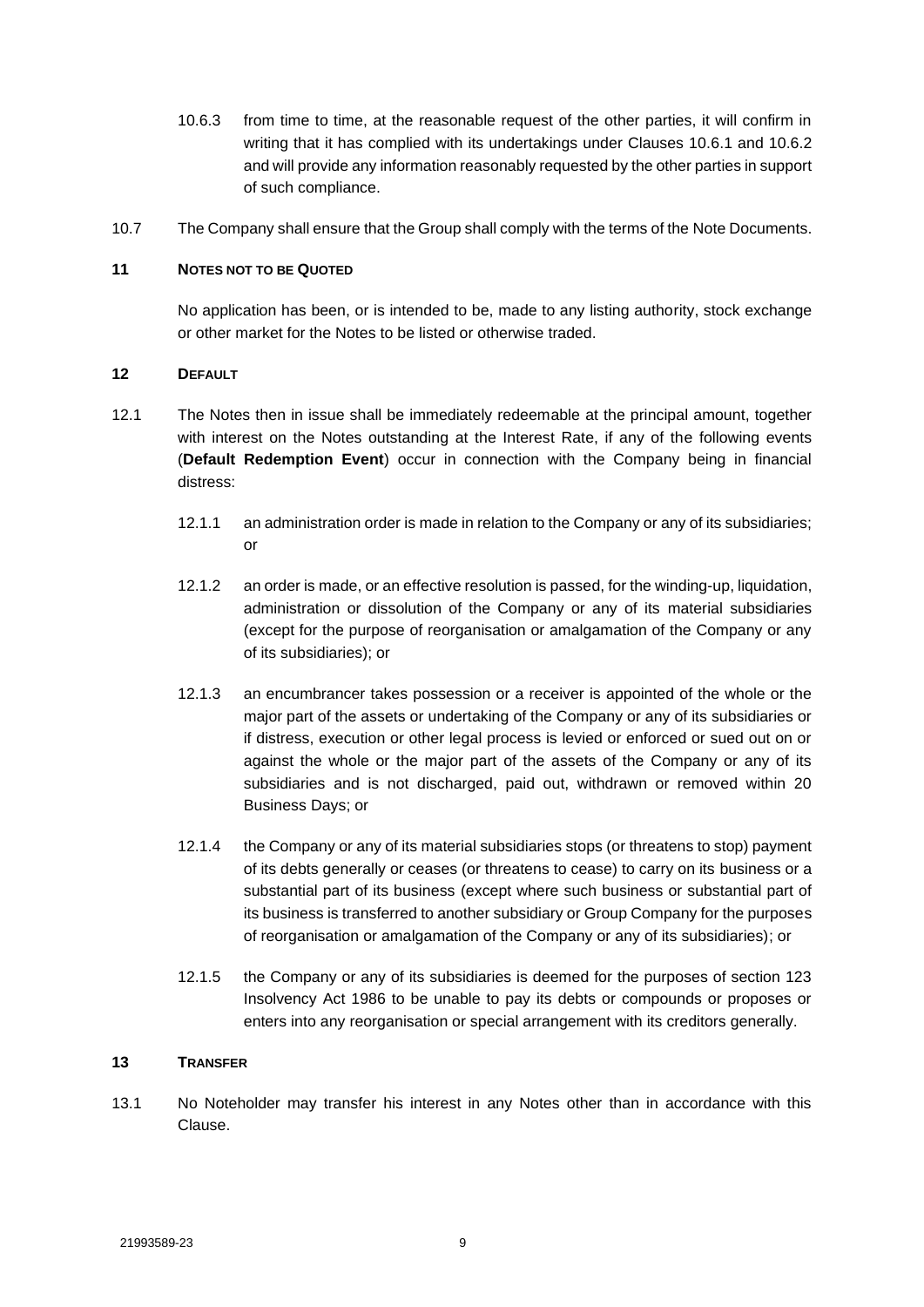10.6.3 from time to time, at the reasonable request of the other parties, it will confirm in writing that it has complied with its undertakings under Clauses 10.6.1 and 10.6.2 and will provide any information reasonably requested by the other parties in support of such compliance.

10.7 The Company shall ensure that the Group shall comply with the terms of the Note Documents.

## 11 NOTES NOT TO BE QUOTED

No application has been, or is intended to be, made to any listing authority, stock exchange or other market for the Notes to be listed or otherwise traded.

## 12 DEFAULT

12.1 The Notes then in issue shall be immediately redeemable at the principal amount, together with interest on the Notes outstanding at the Interest Rate, if any of the following events (**Default Redemption Event**) occur in connection with the Company being in financial distress:

12.1.1 an administration order is made in relation to the Company or any of its subsidiaries; or

12.1.2 an order is made, or an effective resolution is passed, for the winding-up, liquidation, administration or dissolution of the Company or any of its material subsidiaries (except for the purpose of reorganisation or amalgamation of the Company or any of its subsidiaries); or

12.1.3 an encumbrancer takes possession or a receiver is appointed of the whole or the major part of the assets or undertaking of the Company or any of its subsidiaries or if distress, execution or other legal process is levied or enforced or sued out on or against the whole or the major part of the assets of the Company or any of its subsidiaries and is not discharged, paid out, withdrawn or removed within 20 Business Days; or

12.1.4 the Company or any of its material subsidiaries stops (or threatens to stop) payment of its debts generally or ceases (or threatens to cease) to carry on its business or a substantial part of its business (except where such business or substantial part of its business is transferred to another subsidiary or Group Company for the purposes of reorganisation or amalgamation of the Company or any of its subsidiaries); or

12.1.5 the Company or any of its subsidiaries is deemed for the purposes of section 123 Insolvency Act 1986 to be unable to pay its debts or compounds or proposes or enters into any reorganisation or special arrangement with its creditors generally.

## 13 TRANSFER

13.1 No Noteholder may transfer his interest in any Notes other than in accordance with this Clause.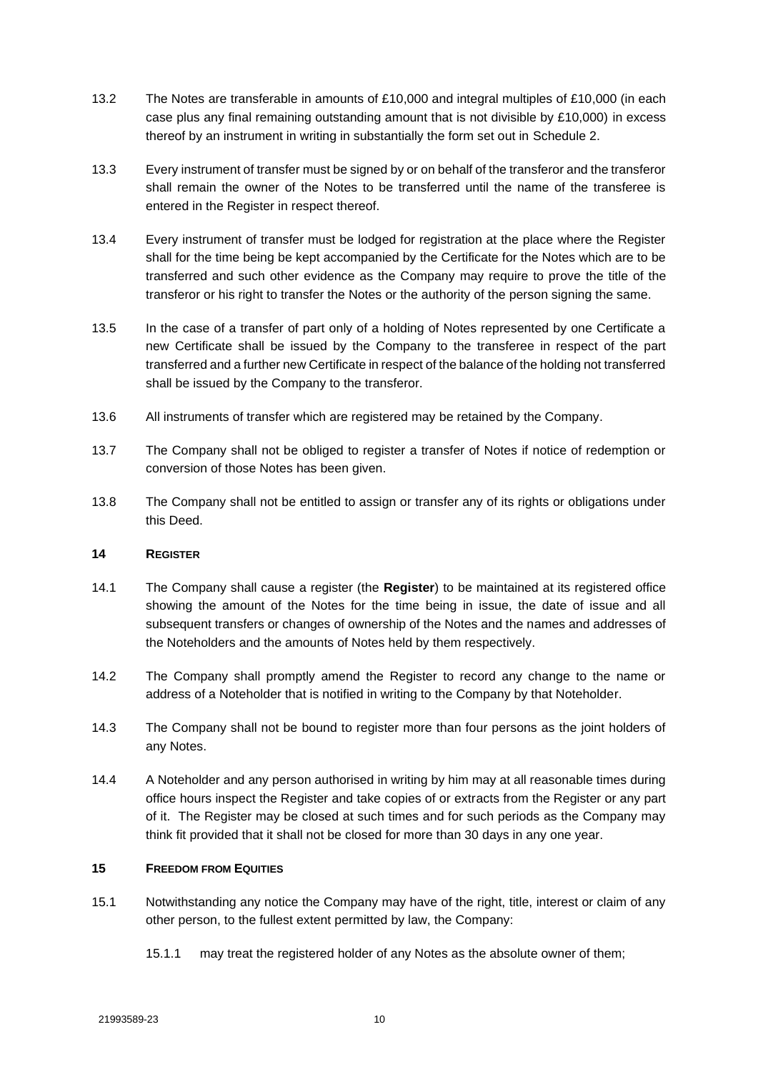13.2 The Notes are transferable in amounts of £10,000 and integral multiples of £10,000 (in each case plus any final remaining outstanding amount that is not divisible by £10,000) in excess thereof by an instrument in writing in substantially the form set out in Schedule 2.

13.3 Every instrument of transfer must be signed by or on behalf of the transferor and the transferor shall remain the owner of the Notes to be transferred until the name of the transferee is entered in the Register in respect thereof.

13.4 Every instrument of transfer must be lodged for registration at the place where the Register shall for the time being be kept accompanied by the Certificate for the Notes which are to be transferred and such other evidence as the Company may require to prove the title of the transferor or his right to transfer the Notes or the authority of the person signing the same.

13.5 In the case of a transfer of part only of a holding of Notes represented by one Certificate a new Certificate shall be issued by the Company to the transferee in respect of the part transferred and a further new Certificate in respect of the balance of the holding not transferred shall be issued by the Company to the transferor.

13.6 All instruments of transfer which are registered may be retained by the Company.

13.7 The Company shall not be obliged to register a transfer of Notes if notice of redemption or conversion of those Notes has been given.

13.8 The Company shall not be entitled to assign or transfer any of its rights or obligations under this Deed.

## 14 REGISTER

14.1 The Company shall cause a register (the **Register**) to be maintained at its registered office showing the amount of the Notes for the time being in issue, the date of issue and all subsequent transfers or changes of ownership of the Notes and the names and addresses of the Noteholders and the amounts of Notes held by them respectively.

14.2 The Company shall promptly amend the Register to record any change to the name or address of a Noteholder that is notified in writing to the Company by that Noteholder.

14.3 The Company shall not be bound to register more than four persons as the joint holders of any Notes.

14.4 A Noteholder and any person authorised in writing by him may at all reasonable times during office hours inspect the Register and take copies of or extracts from the Register or any part of it. The Register may be closed at such times and for such periods as the Company may think fit provided that it shall not be closed for more than 30 days in any one year.

## 15 FREEDOM FROM EQUITIES

15.1 Notwithstanding any notice the Company may have of the right, title, interest or claim of any other person, to the fullest extent permitted by law, the Company:

15.1.1 may treat the registered holder of any Notes as the absolute owner of them;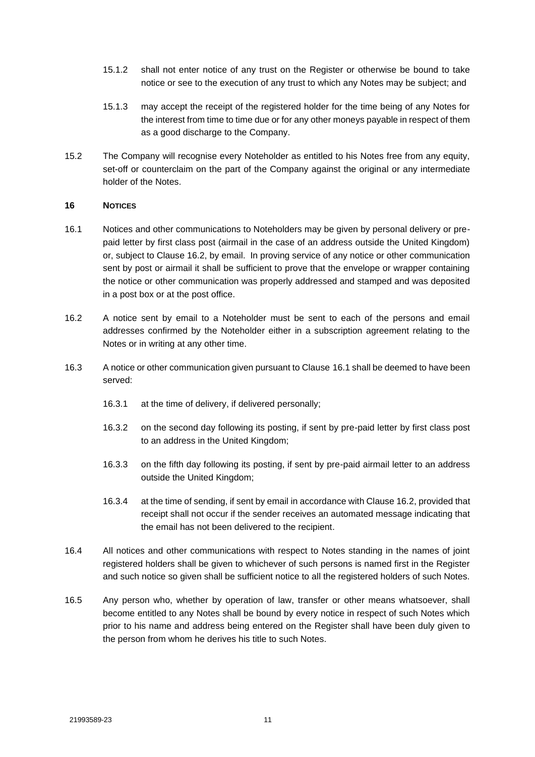15.1.2 shall not enter notice of any trust on the Register or otherwise be bound to take notice or see to the execution of any trust to which any Notes may be subject; and

15.1.3 may accept the receipt of the registered holder for the time being of any Notes for the interest from time to time due or for any other moneys payable in respect of them as a good discharge to the Company.

15.2 The Company will recognise every Noteholder as entitled to his Notes free from any equity, set-off or counterclaim on the part of the Company against the original or any intermediate holder of the Notes.

## 16 NOTICES

16.1 Notices and other communications to Noteholders may be given by personal delivery or pre-paid letter by first class post (airmail in the case of an address outside the United Kingdom) or, subject to Clause 16.2, by email. In proving service of any notice or other communication sent by post or airmail it shall be sufficient to prove that the envelope or wrapper containing the notice or other communication was properly addressed and stamped and was deposited in a post box or at the post office.

16.2 A notice sent by email to a Noteholder must be sent to each of the persons and email addresses confirmed by the Noteholder either in a subscription agreement relating to the Notes or in writing at any other time.

16.3 A notice or other communication given pursuant to Clause 16.1 shall be deemed to have been served:

16.3.1 at the time of delivery, if delivered personally;

16.3.2 on the second day following its posting, if sent by pre-paid letter by first class post to an address in the United Kingdom;

16.3.3 on the fifth day following its posting, if sent by pre-paid airmail letter to an address outside the United Kingdom;

16.3.4 at the time of sending, if sent by email in accordance with Clause 16.2, provided that receipt shall not occur if the sender receives an automated message indicating that the email has not been delivered to the recipient.

16.4 All notices and other communications with respect to Notes standing in the names of joint registered holders shall be given to whichever of such persons is named first in the Register and such notice so given shall be sufficient notice to all the registered holders of such Notes.

16.5 Any person who, whether by operation of law, transfer or other means whatsoever, shall become entitled to any Notes shall be bound by every notice in respect of such Notes which prior to his name and address being entered on the Register shall have been duly given to the person from whom he derives his title to such Notes.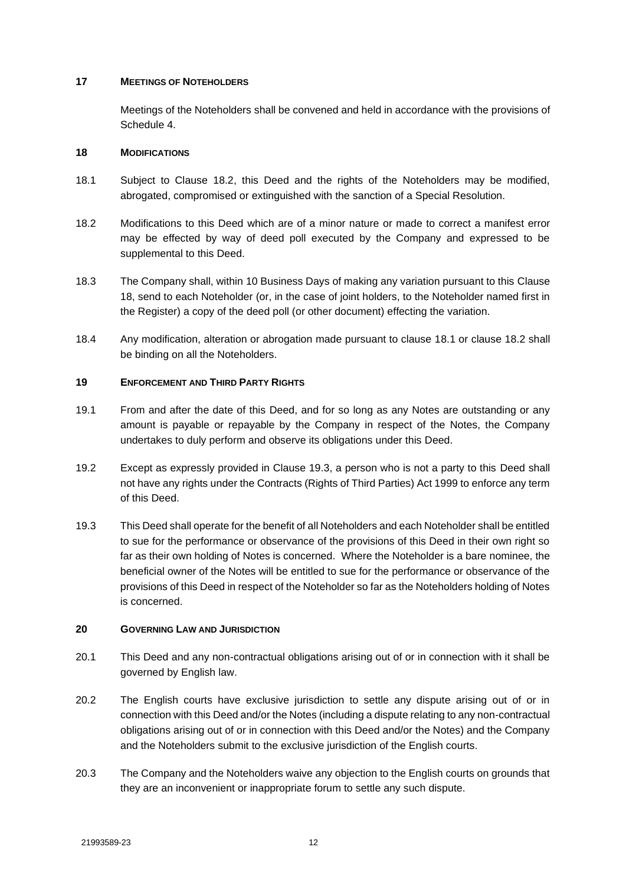## 17 MEETINGS OF NOTEHOLDERS

Meetings of the Noteholders shall be convened and held in accordance with the provisions of Schedule 4.

## 18 MODIFICATIONS

18.1 Subject to Clause 18.2, this Deed and the rights of the Noteholders may be modified, abrogated, compromised or extinguished with the sanction of a Special Resolution.

18.2 Modifications to this Deed which are of a minor nature or made to correct a manifest error may be effected by way of deed poll executed by the Company and expressed to be supplemental to this Deed.

18.3 The Company shall, within 10 Business Days of making any variation pursuant to this Clause 18, send to each Noteholder (or, in the case of joint holders, to the Noteholder named first in the Register) a copy of the deed poll (or other document) effecting the variation.

18.4 Any modification, alteration or abrogation made pursuant to clause 18.1 or clause 18.2 shall be binding on all the Noteholders.

## 19 ENFORCEMENT AND THIRD PARTY RIGHTS

19.1 From and after the date of this Deed, and for so long as any Notes are outstanding or any amount is payable or repayable by the Company in respect of the Notes, the Company undertakes to duly perform and observe its obligations under this Deed.

19.2 Except as expressly provided in Clause 19.3, a person who is not a party to this Deed shall not have any rights under the Contracts (Rights of Third Parties) Act 1999 to enforce any term of this Deed.

19.3 This Deed shall operate for the benefit of all Noteholders and each Noteholder shall be entitled to sue for the performance or observance of the provisions of this Deed in their own right so far as their own holding of Notes is concerned. Where the Noteholder is a bare nominee, the beneficial owner of the Notes will be entitled to sue for the performance or observance of the provisions of this Deed in respect of the Noteholder so far as the Noteholders holding of Notes is concerned.

## 20 GOVERNING LAW AND JURISDICTION

20.1 This Deed and any non-contractual obligations arising out of or in connection with it shall be governed by English law.

20.2 The English courts have exclusive jurisdiction to settle any dispute arising out of or in connection with this Deed and/or the Notes (including a dispute relating to any non-contractual obligations arising out of or in connection with this Deed and/or the Notes) and the Company and the Noteholders submit to the exclusive jurisdiction of the English courts.

20.3 The Company and the Noteholders waive any objection to the English courts on grounds that they are an inconvenient or inappropriate forum to settle any such dispute.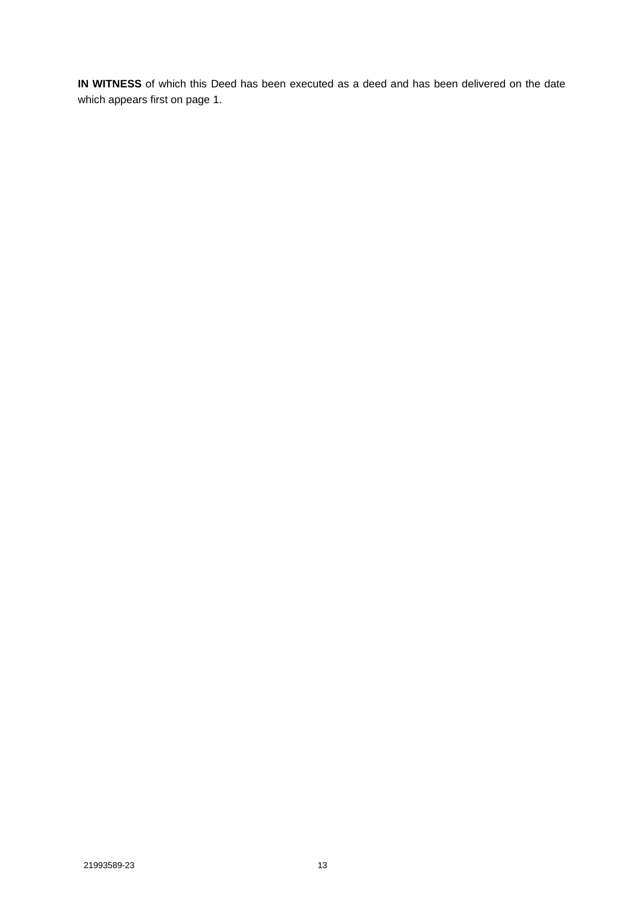**IN WITNESS** of which this Deed has been executed as a deed and has been delivered on the date which appears first on page 1.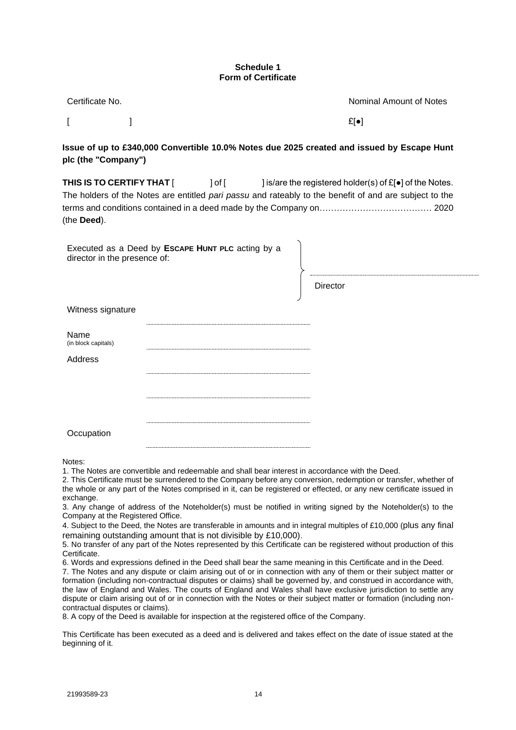**Schedule 1**
**Form of Certificate**

| Certificate No. | Nominal Amount of Notes |
|---|---|
| [ ] | £[●] |

**Issue of up to £340,000 Convertible 10.0% Notes due 2025 created and issued by Escape Hunt plc (the "Company")**

**THIS IS TO CERTIFY THAT** [ ] of [ ] is/are the registered holder(s) of £[●] of the Notes. The holders of the Notes are entitled *pari passu* and rateably to the benefit of and are subject to the terms and conditions contained in a deed made by the Company on………………………………… 2020 (the **Deed**).

Executed as a Deed by **ESCAPE HUNT PLC** acting by a director in the presence of:

..........................................
Director

Witness signature ..........................................

Name (in block capitals) ..........................................

Address ..........................................

..........................................

..........................................

Occupation ..........................................

Notes:

1. The Notes are convertible and redeemable and shall bear interest in accordance with the Deed.
2. This Certificate must be surrendered to the Company before any conversion, redemption or transfer, whether of the whole or any part of the Notes comprised in it, can be registered or effected, or any new certificate issued in exchange.
3. Any change of address of the Noteholder(s) must be notified in writing signed by the Noteholder(s) to the Company at the Registered Office.
4. Subject to the Deed, the Notes are transferable in amounts and in integral multiples of £10,000 (plus any final remaining outstanding amount that is not divisible by £10,000).
5. No transfer of any part of the Notes represented by this Certificate can be registered without production of this Certificate.
6. Words and expressions defined in the Deed shall bear the same meaning in this Certificate and in the Deed.
7. The Notes and any dispute or claim arising out of or in connection with any of them or their subject matter or formation (including non-contractual disputes or claims) shall be governed by, and construed in accordance with, the law of England and Wales. The courts of England and Wales shall have exclusive jurisdiction to settle any dispute or claim arising out of or in connection with the Notes or their subject matter or formation (including non-contractual disputes or claims).
8. A copy of the Deed is available for inspection at the registered office of the Company.

This Certificate has been executed as a deed and is delivered and takes effect on the date of issue stated at the beginning of it.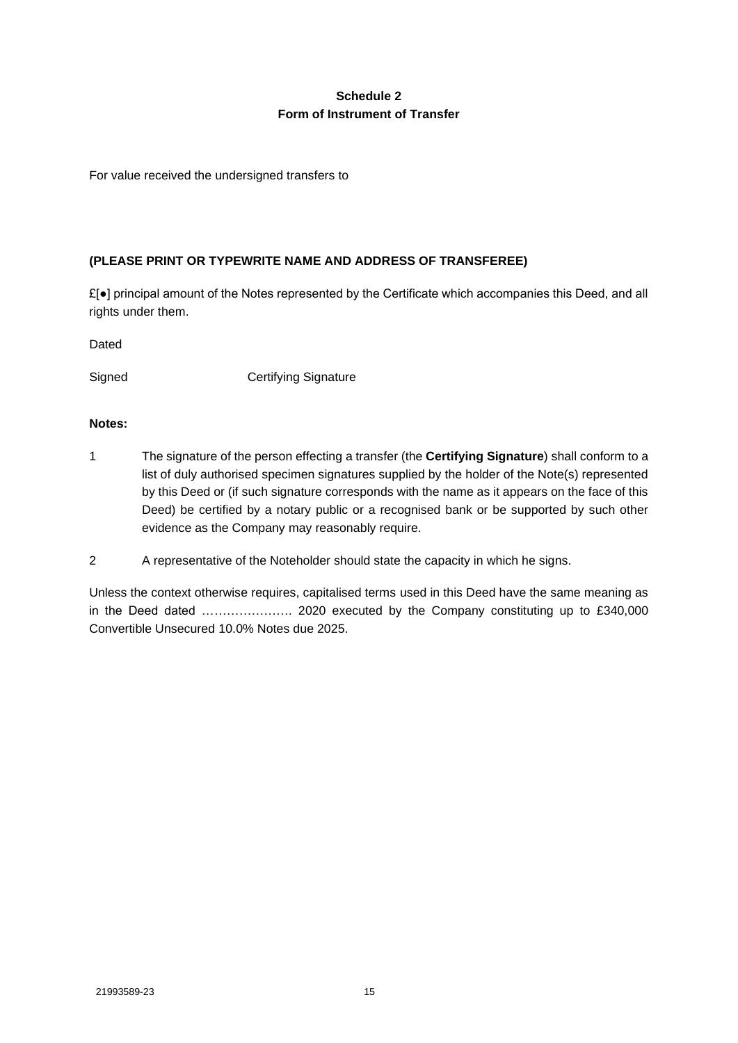**Schedule 2**
**Form of Instrument of Transfer**

For value received the undersigned transfers to

**(PLEASE PRINT OR TYPEWRITE NAME AND ADDRESS OF TRANSFEREE)**

£[●] principal amount of the Notes represented by the Certificate which accompanies this Deed, and all rights under them.

Dated

Signed Certifying Signature

**Notes:**

1 The signature of the person effecting a transfer (the **Certifying Signature**) shall conform to a list of duly authorised specimen signatures supplied by the holder of the Note(s) represented by this Deed or (if such signature corresponds with the name as it appears on the face of this Deed) be certified by a notary public or a recognised bank or be supported by such other evidence as the Company may reasonably require.

2 A representative of the Noteholder should state the capacity in which he signs.

Unless the context otherwise requires, capitalised terms used in this Deed have the same meaning as in the Deed dated …………………. 2020 executed by the Company constituting up to £340,000 Convertible Unsecured 10.0% Notes due 2025.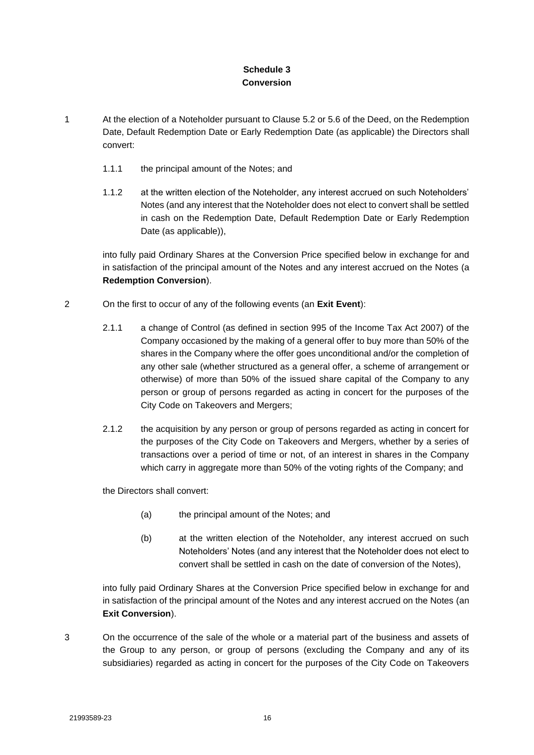## Schedule 3
## Conversion

1 At the election of a Noteholder pursuant to Clause 5.2 or 5.6 of the Deed, on the Redemption Date, Default Redemption Date or Early Redemption Date (as applicable) the Directors shall convert:

1.1.1 the principal amount of the Notes; and

1.1.2 at the written election of the Noteholder, any interest accrued on such Noteholders' Notes (and any interest that the Noteholder does not elect to convert shall be settled in cash on the Redemption Date, Default Redemption Date or Early Redemption Date (as applicable)),

into fully paid Ordinary Shares at the Conversion Price specified below in exchange for and in satisfaction of the principal amount of the Notes and any interest accrued on the Notes (a **Redemption Conversion**).

2 On the first to occur of any of the following events (an **Exit Event**):

2.1.1 a change of Control (as defined in section 995 of the Income Tax Act 2007) of the Company occasioned by the making of a general offer to buy more than 50% of the shares in the Company where the offer goes unconditional and/or the completion of any other sale (whether structured as a general offer, a scheme of arrangement or otherwise) of more than 50% of the issued share capital of the Company to any person or group of persons regarded as acting in concert for the purposes of the City Code on Takeovers and Mergers;

2.1.2 the acquisition by any person or group of persons regarded as acting in concert for the purposes of the City Code on Takeovers and Mergers, whether by a series of transactions over a period of time or not, of an interest in shares in the Company which carry in aggregate more than 50% of the voting rights of the Company; and

the Directors shall convert:

(a) the principal amount of the Notes; and

(b) at the written election of the Noteholder, any interest accrued on such Noteholders' Notes (and any interest that the Noteholder does not elect to convert shall be settled in cash on the date of conversion of the Notes),

into fully paid Ordinary Shares at the Conversion Price specified below in exchange for and in satisfaction of the principal amount of the Notes and any interest accrued on the Notes (an **Exit Conversion**).

3 On the occurrence of the sale of the whole or a material part of the business and assets of the Group to any person, or group of persons (excluding the Company and any of its subsidiaries) regarded as acting in concert for the purposes of the City Code on Takeovers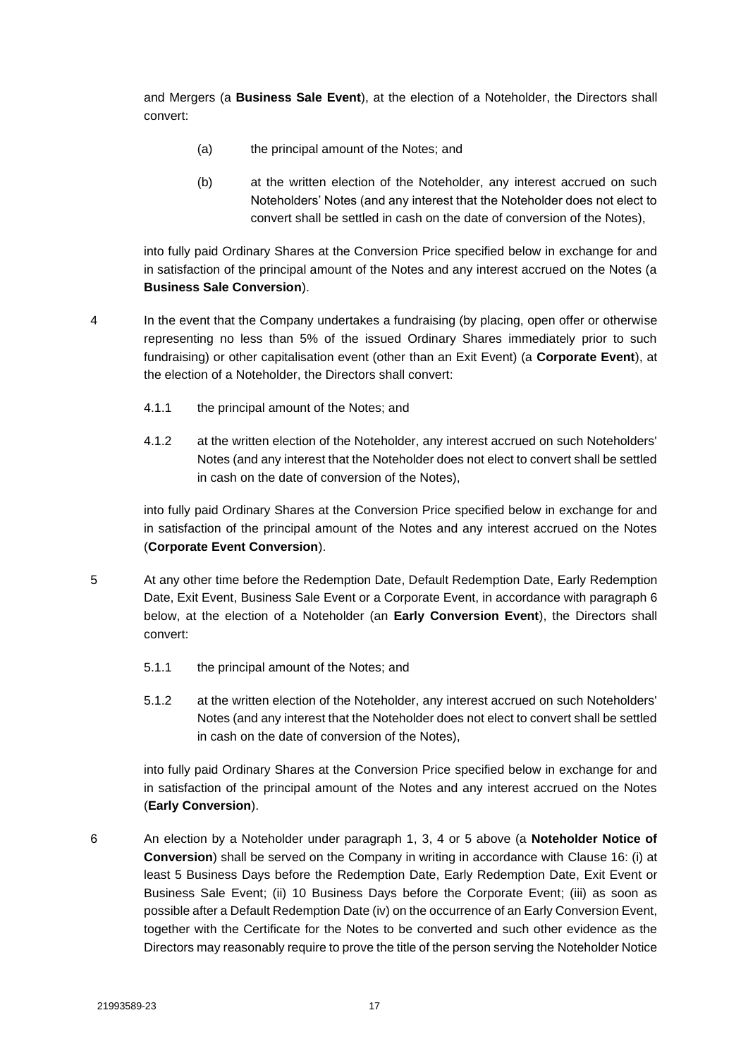and Mergers (a **Business Sale Event**), at the election of a Noteholder, the Directors shall convert:

(a) the principal amount of the Notes; and

(b) at the written election of the Noteholder, any interest accrued on such Noteholders' Notes (and any interest that the Noteholder does not elect to convert shall be settled in cash on the date of conversion of the Notes),

into fully paid Ordinary Shares at the Conversion Price specified below in exchange for and in satisfaction of the principal amount of the Notes and any interest accrued on the Notes (a **Business Sale Conversion**).

4 In the event that the Company undertakes a fundraising (by placing, open offer or otherwise representing no less than 5% of the issued Ordinary Shares immediately prior to such fundraising) or other capitalisation event (other than an Exit Event) (a **Corporate Event**), at the election of a Noteholder, the Directors shall convert:

4.1.1 the principal amount of the Notes; and

4.1.2 at the written election of the Noteholder, any interest accrued on such Noteholders' Notes (and any interest that the Noteholder does not elect to convert shall be settled in cash on the date of conversion of the Notes),

into fully paid Ordinary Shares at the Conversion Price specified below in exchange for and in satisfaction of the principal amount of the Notes and any interest accrued on the Notes (**Corporate Event Conversion**).

5 At any other time before the Redemption Date, Default Redemption Date, Early Redemption Date, Exit Event, Business Sale Event or a Corporate Event, in accordance with paragraph 6 below, at the election of a Noteholder (an **Early Conversion Event**), the Directors shall convert:

5.1.1 the principal amount of the Notes; and

5.1.2 at the written election of the Noteholder, any interest accrued on such Noteholders' Notes (and any interest that the Noteholder does not elect to convert shall be settled in cash on the date of conversion of the Notes),

into fully paid Ordinary Shares at the Conversion Price specified below in exchange for and in satisfaction of the principal amount of the Notes and any interest accrued on the Notes (**Early Conversion**).

6 An election by a Noteholder under paragraph 1, 3, 4 or 5 above (a **Noteholder Notice of Conversion**) shall be served on the Company in writing in accordance with Clause 16: (i) at least 5 Business Days before the Redemption Date, Early Redemption Date, Exit Event or Business Sale Event; (ii) 10 Business Days before the Corporate Event; (iii) as soon as possible after a Default Redemption Date (iv) on the occurrence of an Early Conversion Event, together with the Certificate for the Notes to be converted and such other evidence as the Directors may reasonably require to prove the title of the person serving the Noteholder Notice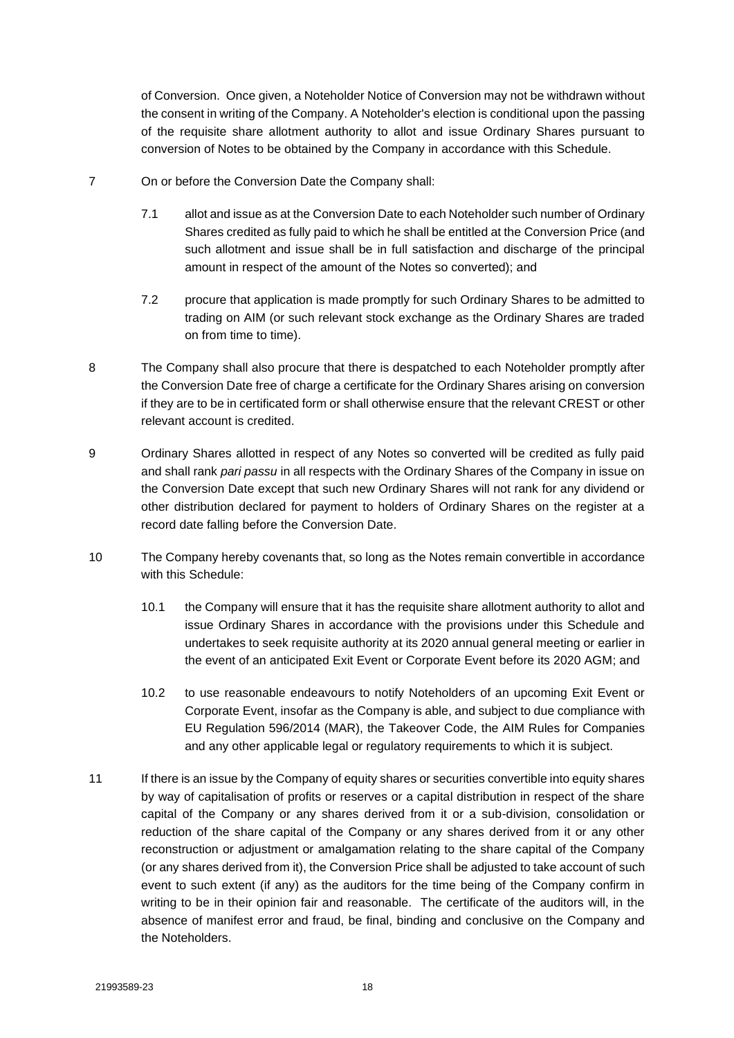of Conversion. Once given, a Noteholder Notice of Conversion may not be withdrawn without the consent in writing of the Company. A Noteholder's election is conditional upon the passing of the requisite share allotment authority to allot and issue Ordinary Shares pursuant to conversion of Notes to be obtained by the Company in accordance with this Schedule.

7 On or before the Conversion Date the Company shall:

7.1 allot and issue as at the Conversion Date to each Noteholder such number of Ordinary Shares credited as fully paid to which he shall be entitled at the Conversion Price (and such allotment and issue shall be in full satisfaction and discharge of the principal amount in respect of the amount of the Notes so converted); and

7.2 procure that application is made promptly for such Ordinary Shares to be admitted to trading on AIM (or such relevant stock exchange as the Ordinary Shares are traded on from time to time).

8 The Company shall also procure that there is despatched to each Noteholder promptly after the Conversion Date free of charge a certificate for the Ordinary Shares arising on conversion if they are to be in certificated form or shall otherwise ensure that the relevant CREST or other relevant account is credited.

9 Ordinary Shares allotted in respect of any Notes so converted will be credited as fully paid and shall rank *pari passu* in all respects with the Ordinary Shares of the Company in issue on the Conversion Date except that such new Ordinary Shares will not rank for any dividend or other distribution declared for payment to holders of Ordinary Shares on the register at a record date falling before the Conversion Date.

10 The Company hereby covenants that, so long as the Notes remain convertible in accordance with this Schedule:

10.1 the Company will ensure that it has the requisite share allotment authority to allot and issue Ordinary Shares in accordance with the provisions under this Schedule and undertakes to seek requisite authority at its 2020 annual general meeting or earlier in the event of an anticipated Exit Event or Corporate Event before its 2020 AGM; and

10.2 to use reasonable endeavours to notify Noteholders of an upcoming Exit Event or Corporate Event, insofar as the Company is able, and subject to due compliance with EU Regulation 596/2014 (MAR), the Takeover Code, the AIM Rules for Companies and any other applicable legal or regulatory requirements to which it is subject.

11 If there is an issue by the Company of equity shares or securities convertible into equity shares by way of capitalisation of profits or reserves or a capital distribution in respect of the share capital of the Company or any shares derived from it or a sub-division, consolidation or reduction of the share capital of the Company or any shares derived from it or any other reconstruction or adjustment or amalgamation relating to the share capital of the Company (or any shares derived from it), the Conversion Price shall be adjusted to take account of such event to such extent (if any) as the auditors for the time being of the Company confirm in writing to be in their opinion fair and reasonable. The certificate of the auditors will, in the absence of manifest error and fraud, be final, binding and conclusive on the Company and the Noteholders.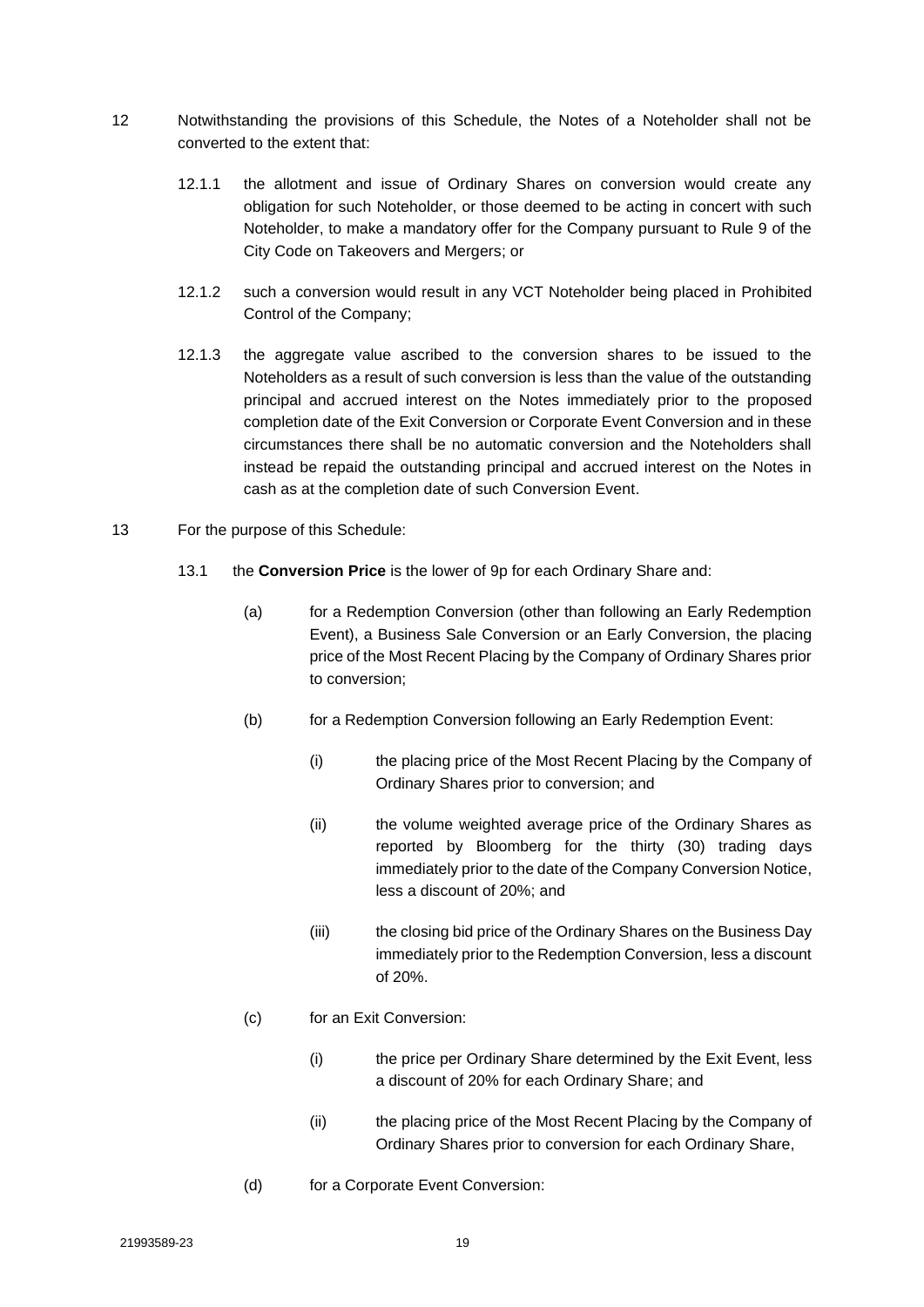12 Notwithstanding the provisions of this Schedule, the Notes of a Noteholder shall not be converted to the extent that:

12.1.1 the allotment and issue of Ordinary Shares on conversion would create any obligation for such Noteholder, or those deemed to be acting in concert with such Noteholder, to make a mandatory offer for the Company pursuant to Rule 9 of the City Code on Takeovers and Mergers; or

12.1.2 such a conversion would result in any VCT Noteholder being placed in Prohibited Control of the Company;

12.1.3 the aggregate value ascribed to the conversion shares to be issued to the Noteholders as a result of such conversion is less than the value of the outstanding principal and accrued interest on the Notes immediately prior to the proposed completion date of the Exit Conversion or Corporate Event Conversion and in these circumstances there shall be no automatic conversion and the Noteholders shall instead be repaid the outstanding principal and accrued interest on the Notes in cash as at the completion date of such Conversion Event.

13 For the purpose of this Schedule:

13.1 the **Conversion Price** is the lower of 9p for each Ordinary Share and:

(a) for a Redemption Conversion (other than following an Early Redemption Event), a Business Sale Conversion or an Early Conversion, the placing price of the Most Recent Placing by the Company of Ordinary Shares prior to conversion;

(b) for a Redemption Conversion following an Early Redemption Event:

(i) the placing price of the Most Recent Placing by the Company of Ordinary Shares prior to conversion; and

(ii) the volume weighted average price of the Ordinary Shares as reported by Bloomberg for the thirty (30) trading days immediately prior to the date of the Company Conversion Notice, less a discount of 20%; and

(iii) the closing bid price of the Ordinary Shares on the Business Day immediately prior to the Redemption Conversion, less a discount of 20%.

(c) for an Exit Conversion:

(i) the price per Ordinary Share determined by the Exit Event, less a discount of 20% for each Ordinary Share; and

(ii) the placing price of the Most Recent Placing by the Company of Ordinary Shares prior to conversion for each Ordinary Share,

(d) for a Corporate Event Conversion: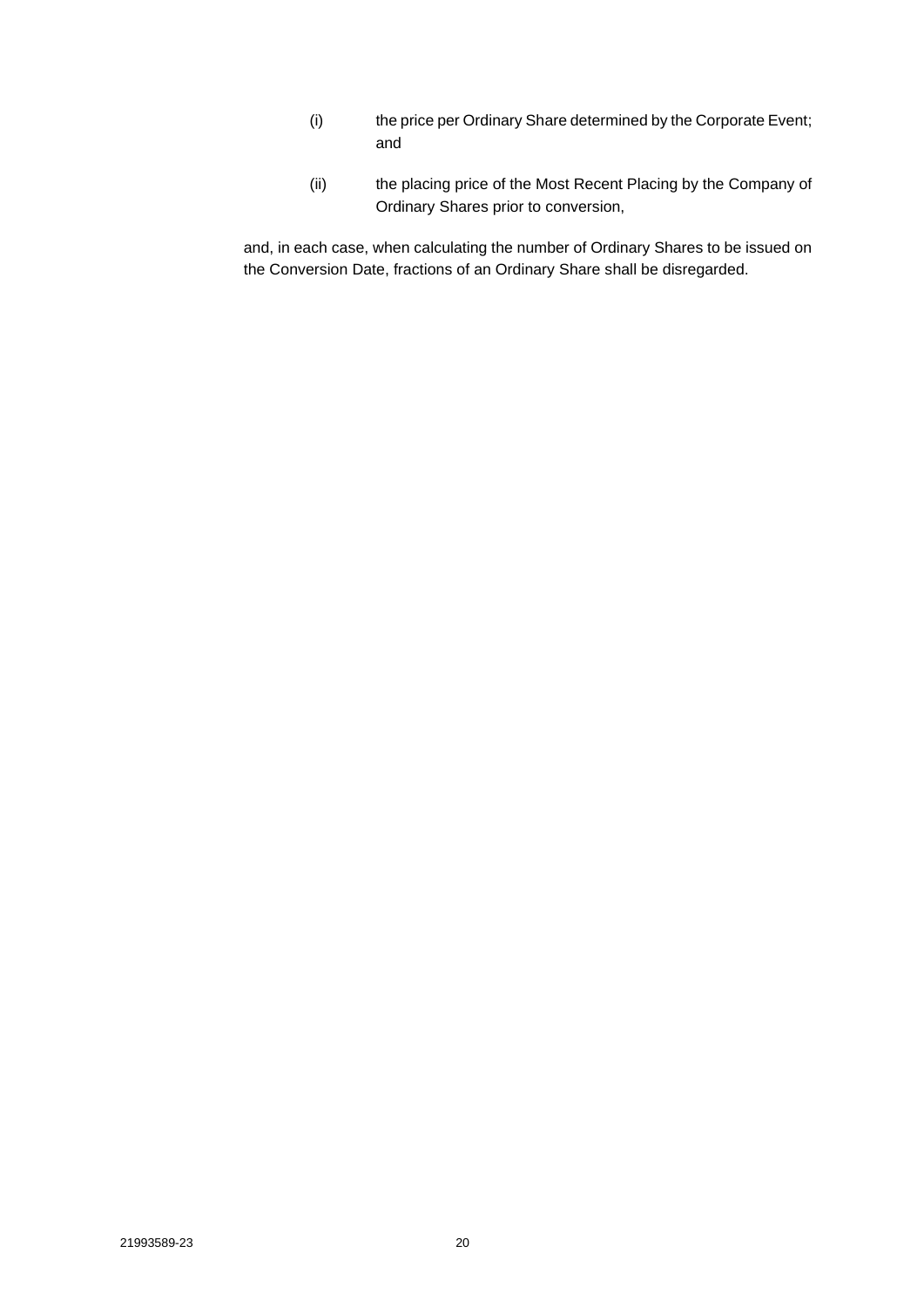(i) the price per Ordinary Share determined by the Corporate Event; and

(ii) the placing price of the Most Recent Placing by the Company of Ordinary Shares prior to conversion,

and, in each case, when calculating the number of Ordinary Shares to be issued on the Conversion Date, fractions of an Ordinary Share shall be disregarded.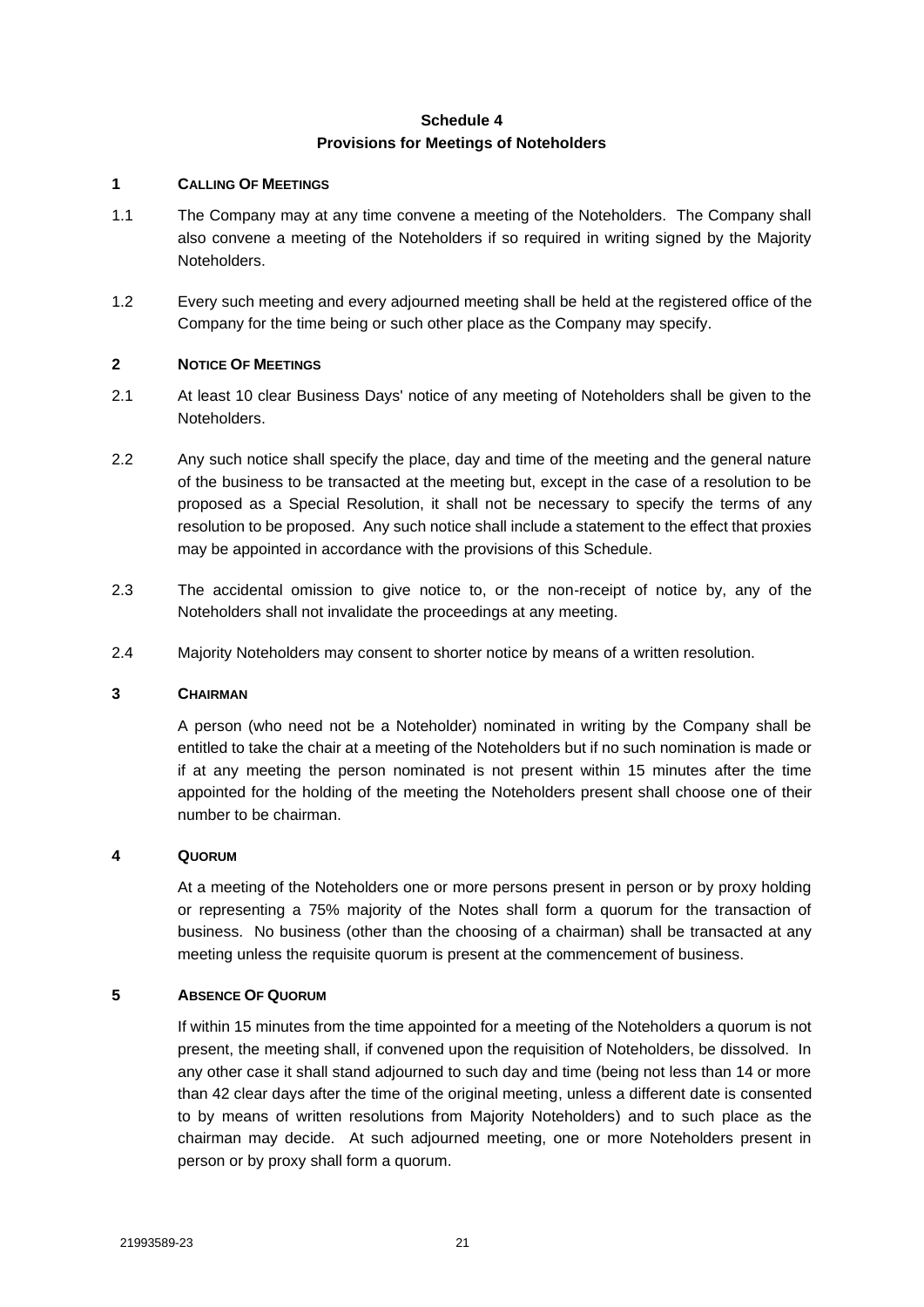# Schedule 4
## Provisions for Meetings of Noteholders

### 1 CALLING OF MEETINGS

1.1 The Company may at any time convene a meeting of the Noteholders. The Company shall also convene a meeting of the Noteholders if so required in writing signed by the Majority Noteholders.

1.2 Every such meeting and every adjourned meeting shall be held at the registered office of the Company for the time being or such other place as the Company may specify.

### 2 NOTICE OF MEETINGS

2.1 At least 10 clear Business Days' notice of any meeting of Noteholders shall be given to the Noteholders.

2.2 Any such notice shall specify the place, day and time of the meeting and the general nature of the business to be transacted at the meeting but, except in the case of a resolution to be proposed as a Special Resolution, it shall not be necessary to specify the terms of any resolution to be proposed. Any such notice shall include a statement to the effect that proxies may be appointed in accordance with the provisions of this Schedule.

2.3 The accidental omission to give notice to, or the non-receipt of notice by, any of the Noteholders shall not invalidate the proceedings at any meeting.

2.4 Majority Noteholders may consent to shorter notice by means of a written resolution.

### 3 CHAIRMAN

A person (who need not be a Noteholder) nominated in writing by the Company shall be entitled to take the chair at a meeting of the Noteholders but if no such nomination is made or if at any meeting the person nominated is not present within 15 minutes after the time appointed for the holding of the meeting the Noteholders present shall choose one of their number to be chairman.

### 4 QUORUM

At a meeting of the Noteholders one or more persons present in person or by proxy holding or representing a 75% majority of the Notes shall form a quorum for the transaction of business. No business (other than the choosing of a chairman) shall be transacted at any meeting unless the requisite quorum is present at the commencement of business.

### 5 ABSENCE OF QUORUM

If within 15 minutes from the time appointed for a meeting of the Noteholders a quorum is not present, the meeting shall, if convened upon the requisition of Noteholders, be dissolved. In any other case it shall stand adjourned to such day and time (being not less than 14 or more than 42 clear days after the time of the original meeting, unless a different date is consented to by means of written resolutions from Majority Noteholders) and to such place as the chairman may decide. At such adjourned meeting, one or more Noteholders present in person or by proxy shall form a quorum.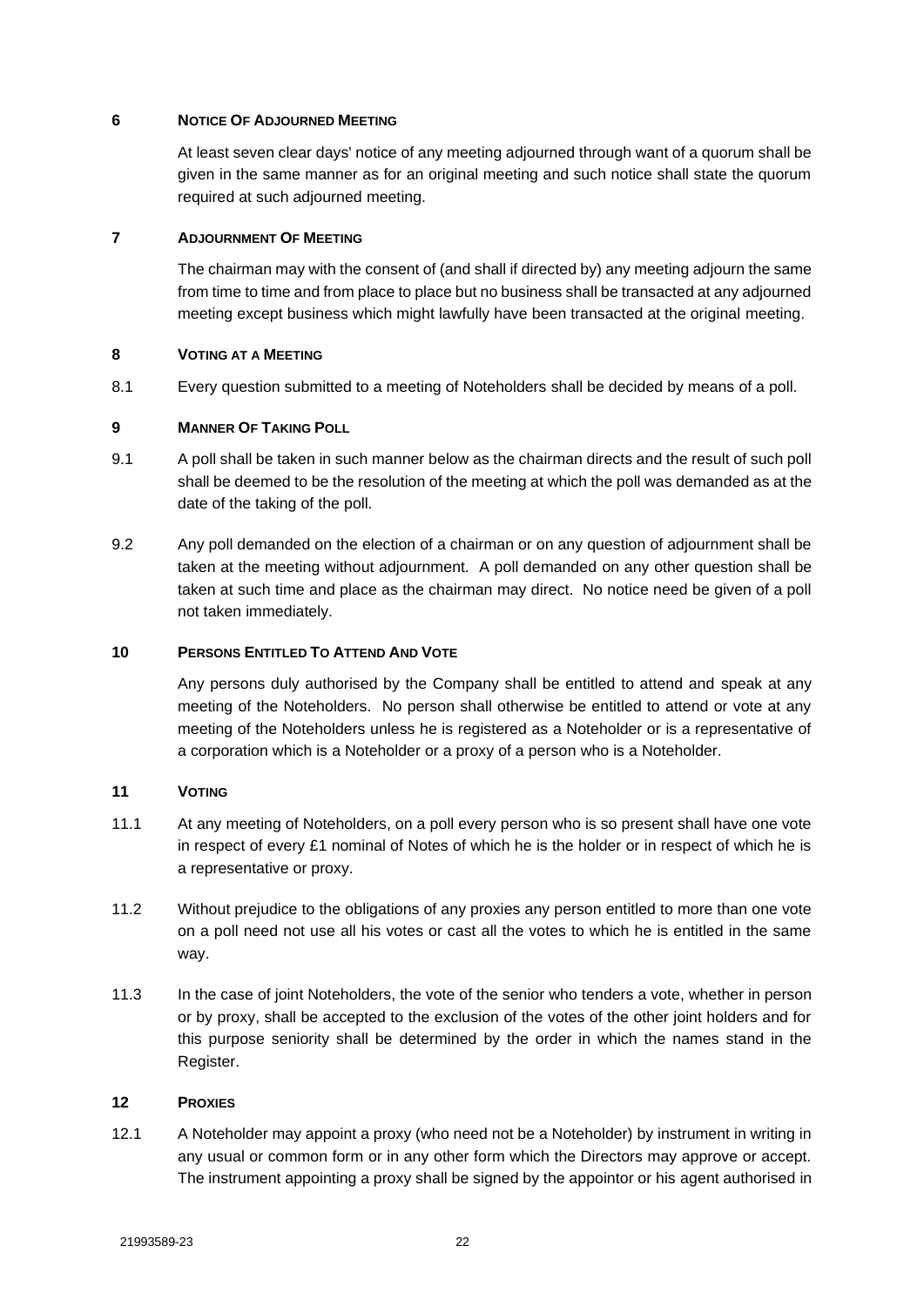### 6 NOTICE OF ADJOURNED MEETING

At least seven clear days' notice of any meeting adjourned through want of a quorum shall be given in the same manner as for an original meeting and such notice shall state the quorum required at such adjourned meeting.

### 7 ADJOURNMENT OF MEETING

The chairman may with the consent of (and shall if directed by) any meeting adjourn the same from time to time and from place to place but no business shall be transacted at any adjourned meeting except business which might lawfully have been transacted at the original meeting.

### 8 VOTING AT A MEETING

8.1 Every question submitted to a meeting of Noteholders shall be decided by means of a poll.

### 9 MANNER OF TAKING POLL

9.1 A poll shall be taken in such manner below as the chairman directs and the result of such poll shall be deemed to be the resolution of the meeting at which the poll was demanded as at the date of the taking of the poll.

9.2 Any poll demanded on the election of a chairman or on any question of adjournment shall be taken at the meeting without adjournment. A poll demanded on any other question shall be taken at such time and place as the chairman may direct. No notice need be given of a poll not taken immediately.

### 10 PERSONS ENTITLED TO ATTEND AND VOTE

Any persons duly authorised by the Company shall be entitled to attend and speak at any meeting of the Noteholders. No person shall otherwise be entitled to attend or vote at any meeting of the Noteholders unless he is registered as a Noteholder or is a representative of a corporation which is a Noteholder or a proxy of a person who is a Noteholder.

### 11 VOTING

11.1 At any meeting of Noteholders, on a poll every person who is so present shall have one vote in respect of every £1 nominal of Notes of which he is the holder or in respect of which he is a representative or proxy.

11.2 Without prejudice to the obligations of any proxies any person entitled to more than one vote on a poll need not use all his votes or cast all the votes to which he is entitled in the same way.

11.3 In the case of joint Noteholders, the vote of the senior who tenders a vote, whether in person or by proxy, shall be accepted to the exclusion of the votes of the other joint holders and for this purpose seniority shall be determined by the order in which the names stand in the Register.

### 12 PROXIES

12.1 A Noteholder may appoint a proxy (who need not be a Noteholder) by instrument in writing in any usual or common form or in any other form which the Directors may approve or accept. The instrument appointing a proxy shall be signed by the appointor or his agent authorised in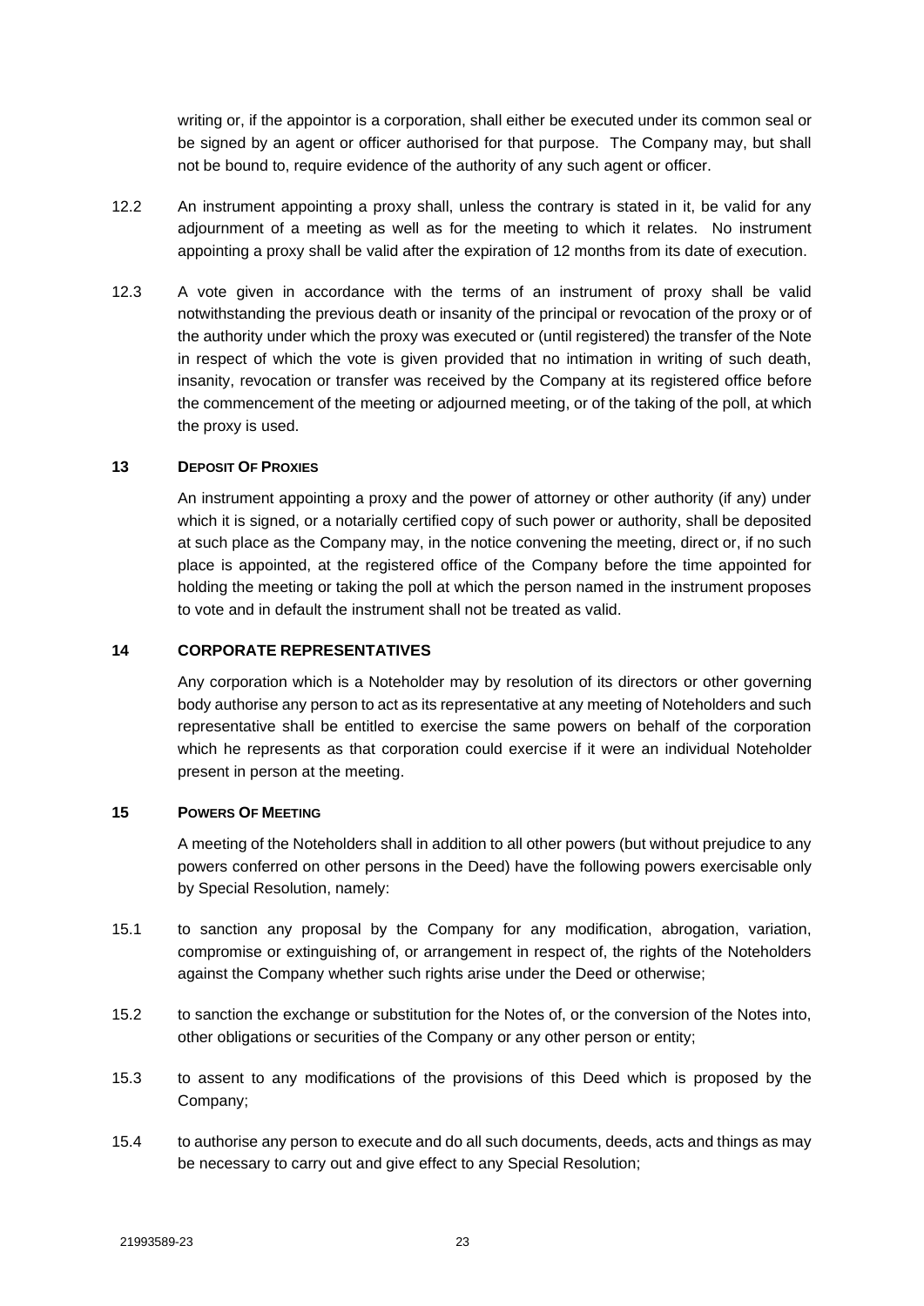writing or, if the appointor is a corporation, shall either be executed under its common seal or be signed by an agent or officer authorised for that purpose. The Company may, but shall not be bound to, require evidence of the authority of any such agent or officer.

12.2 An instrument appointing a proxy shall, unless the contrary is stated in it, be valid for any adjournment of a meeting as well as for the meeting to which it relates. No instrument appointing a proxy shall be valid after the expiration of 12 months from its date of execution.

12.3 A vote given in accordance with the terms of an instrument of proxy shall be valid notwithstanding the previous death or insanity of the principal or revocation of the proxy or of the authority under which the proxy was executed or (until registered) the transfer of the Note in respect of which the vote is given provided that no intimation in writing of such death, insanity, revocation or transfer was received by the Company at its registered office before the commencement of the meeting or adjourned meeting, or of the taking of the poll, at which the proxy is used.

## 13 DEPOSIT OF PROXIES

An instrument appointing a proxy and the power of attorney or other authority (if any) under which it is signed, or a notarially certified copy of such power or authority, shall be deposited at such place as the Company may, in the notice convening the meeting, direct or, if no such place is appointed, at the registered office of the Company before the time appointed for holding the meeting or taking the poll at which the person named in the instrument proposes to vote and in default the instrument shall not be treated as valid.

## 14 CORPORATE REPRESENTATIVES

Any corporation which is a Noteholder may by resolution of its directors or other governing body authorise any person to act as its representative at any meeting of Noteholders and such representative shall be entitled to exercise the same powers on behalf of the corporation which he represents as that corporation could exercise if it were an individual Noteholder present in person at the meeting.

## 15 POWERS OF MEETING

A meeting of the Noteholders shall in addition to all other powers (but without prejudice to any powers conferred on other persons in the Deed) have the following powers exercisable only by Special Resolution, namely:

15.1 to sanction any proposal by the Company for any modification, abrogation, variation, compromise or extinguishing of, or arrangement in respect of, the rights of the Noteholders against the Company whether such rights arise under the Deed or otherwise;

15.2 to sanction the exchange or substitution for the Notes of, or the conversion of the Notes into, other obligations or securities of the Company or any other person or entity;

15.3 to assent to any modifications of the provisions of this Deed which is proposed by the Company;

15.4 to authorise any person to execute and do all such documents, deeds, acts and things as may be necessary to carry out and give effect to any Special Resolution;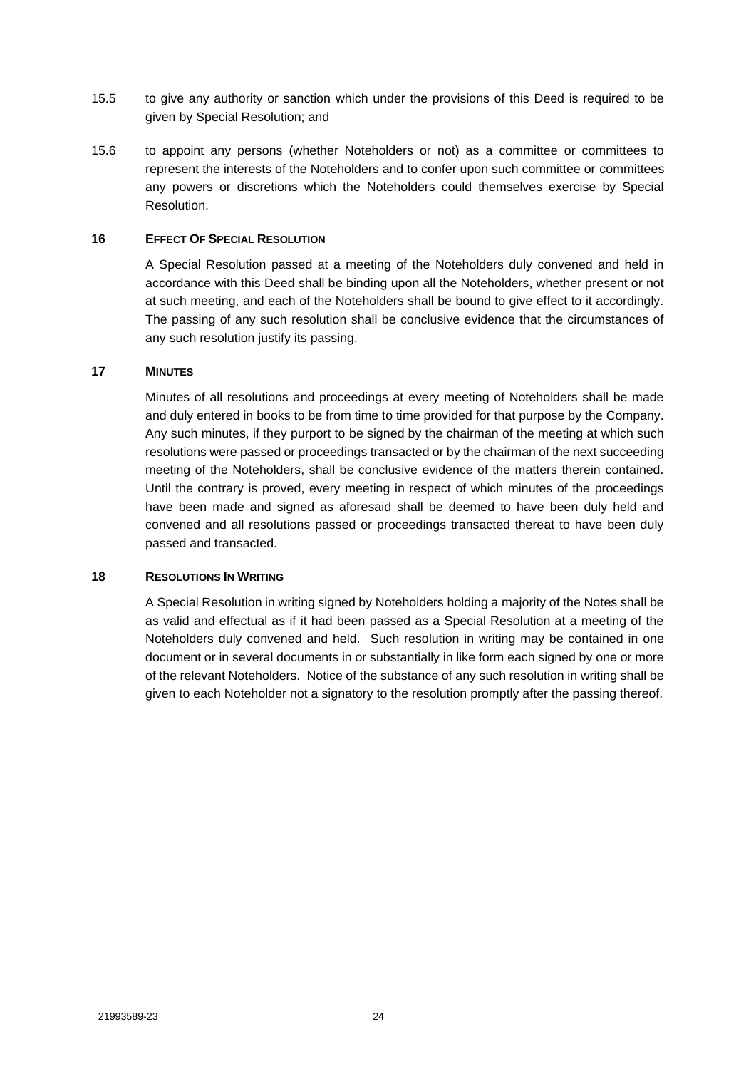15.5 to give any authority or sanction which under the provisions of this Deed is required to be given by Special Resolution; and

15.6 to appoint any persons (whether Noteholders or not) as a committee or committees to represent the interests of the Noteholders and to confer upon such committee or committees any powers or discretions which the Noteholders could themselves exercise by Special Resolution.

## 16 EFFECT OF SPECIAL RESOLUTION

A Special Resolution passed at a meeting of the Noteholders duly convened and held in accordance with this Deed shall be binding upon all the Noteholders, whether present or not at such meeting, and each of the Noteholders shall be bound to give effect to it accordingly. The passing of any such resolution shall be conclusive evidence that the circumstances of any such resolution justify its passing.

## 17 MINUTES

Minutes of all resolutions and proceedings at every meeting of Noteholders shall be made and duly entered in books to be from time to time provided for that purpose by the Company. Any such minutes, if they purport to be signed by the chairman of the meeting at which such resolutions were passed or proceedings transacted or by the chairman of the next succeeding meeting of the Noteholders, shall be conclusive evidence of the matters therein contained. Until the contrary is proved, every meeting in respect of which minutes of the proceedings have been made and signed as aforesaid shall be deemed to have been duly held and convened and all resolutions passed or proceedings transacted thereat to have been duly passed and transacted.

## 18 RESOLUTIONS IN WRITING

A Special Resolution in writing signed by Noteholders holding a majority of the Notes shall be as valid and effectual as if it had been passed as a Special Resolution at a meeting of the Noteholders duly convened and held. Such resolution in writing may be contained in one document or in several documents in or substantially in like form each signed by one or more of the relevant Noteholders. Notice of the substance of any such resolution in writing shall be given to each Noteholder not a signatory to the resolution promptly after the passing thereof.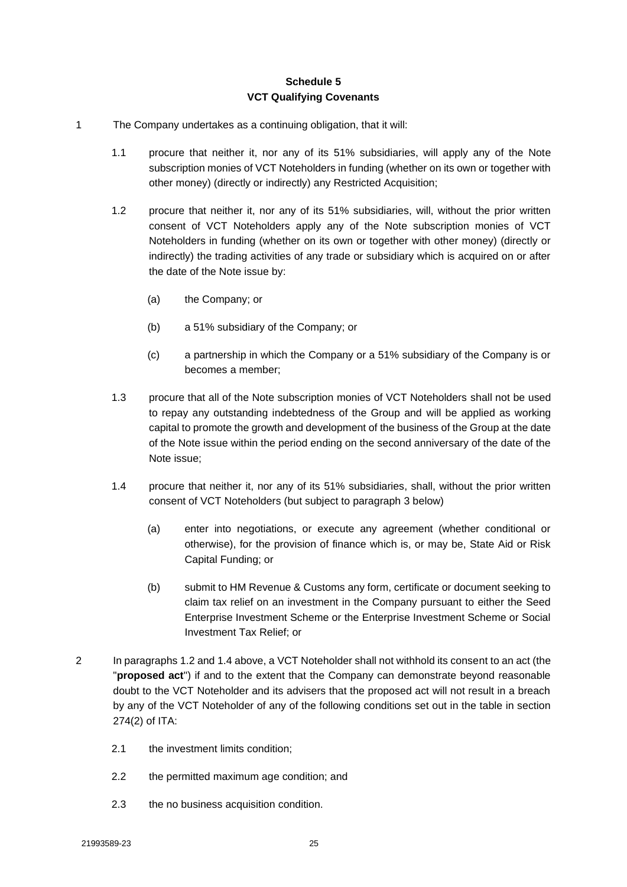# Schedule 5
## VCT Qualifying Covenants

1 The Company undertakes as a continuing obligation, that it will:

1.1 procure that neither it, nor any of its 51% subsidiaries, will apply any of the Note subscription monies of VCT Noteholders in funding (whether on its own or together with other money) (directly or indirectly) any Restricted Acquisition;

1.2 procure that neither it, nor any of its 51% subsidiaries, will, without the prior written consent of VCT Noteholders apply any of the Note subscription monies of VCT Noteholders in funding (whether on its own or together with other money) (directly or indirectly) the trading activities of any trade or subsidiary which is acquired on or after the date of the Note issue by:

(a) the Company; or

(b) a 51% subsidiary of the Company; or

(c) a partnership in which the Company or a 51% subsidiary of the Company is or becomes a member;

1.3 procure that all of the Note subscription monies of VCT Noteholders shall not be used to repay any outstanding indebtedness of the Group and will be applied as working capital to promote the growth and development of the business of the Group at the date of the Note issue within the period ending on the second anniversary of the date of the Note issue;

1.4 procure that neither it, nor any of its 51% subsidiaries, shall, without the prior written consent of VCT Noteholders (but subject to paragraph 3 below)

(a) enter into negotiations, or execute any agreement (whether conditional or otherwise), for the provision of finance which is, or may be, State Aid or Risk Capital Funding; or

(b) submit to HM Revenue & Customs any form, certificate or document seeking to claim tax relief on an investment in the Company pursuant to either the Seed Enterprise Investment Scheme or the Enterprise Investment Scheme or Social Investment Tax Relief; or

2 In paragraphs 1.2 and 1.4 above, a VCT Noteholder shall not withhold its consent to an act (the "**proposed act**") if and to the extent that the Company can demonstrate beyond reasonable doubt to the VCT Noteholder and its advisers that the proposed act will not result in a breach by any of the VCT Noteholder of any of the following conditions set out in the table in section 274(2) of ITA:

2.1 the investment limits condition;

2.2 the permitted maximum age condition; and

2.3 the no business acquisition condition.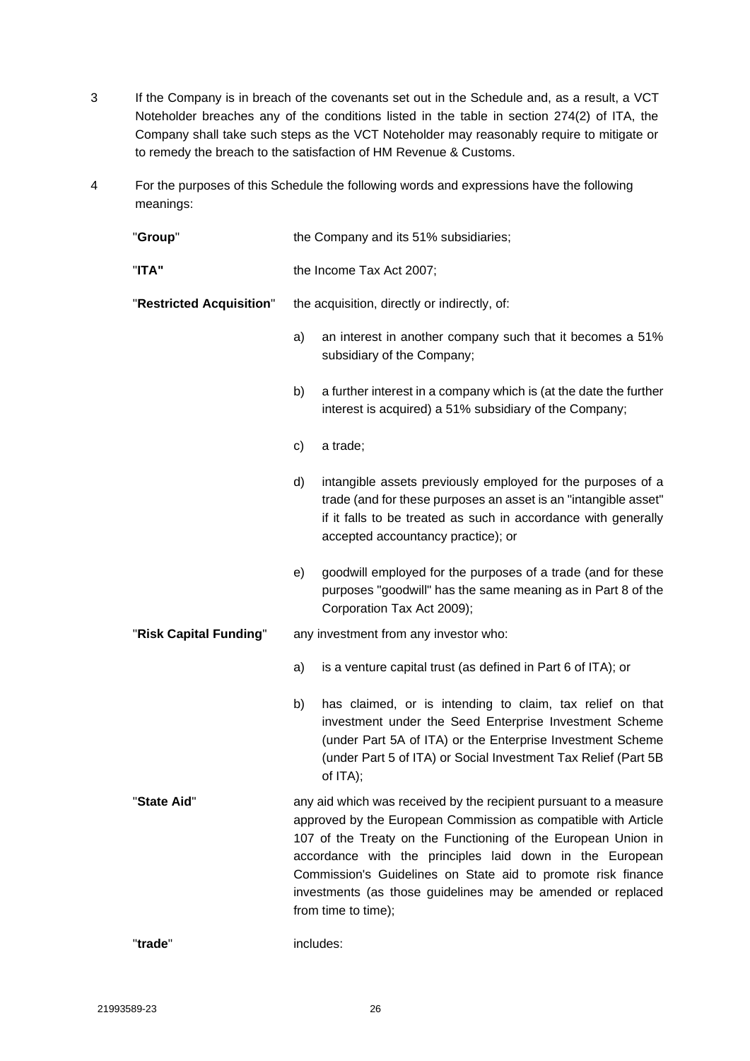3 If the Company is in breach of the covenants set out in the Schedule and, as a result, a VCT Noteholder breaches any of the conditions listed in the table in section 274(2) of ITA, the Company shall take such steps as the VCT Noteholder may reasonably require to mitigate or to remedy the breach to the satisfaction of HM Revenue & Customs.

4 For the purposes of this Schedule the following words and expressions have the following meanings:

"**Group**" the Company and its 51% subsidiaries;

"**ITA"** the Income Tax Act 2007;

"**Restricted Acquisition**" the acquisition, directly or indirectly, of:

a) an interest in another company such that it becomes a 51% subsidiary of the Company;

b) a further interest in a company which is (at the date the further interest is acquired) a 51% subsidiary of the Company;

c) a trade;

d) intangible assets previously employed for the purposes of a trade (and for these purposes an asset is an "intangible asset" if it falls to be treated as such in accordance with generally accepted accountancy practice); or

e) goodwill employed for the purposes of a trade (and for these purposes "goodwill" has the same meaning as in Part 8 of the Corporation Tax Act 2009);

"**Risk Capital Funding**" any investment from any investor who:

a) is a venture capital trust (as defined in Part 6 of ITA); or

b) has claimed, or is intending to claim, tax relief on that investment under the Seed Enterprise Investment Scheme (under Part 5A of ITA) or the Enterprise Investment Scheme (under Part 5 of ITA) or Social Investment Tax Relief (Part 5B of ITA);

"**State Aid**" any aid which was received by the recipient pursuant to a measure approved by the European Commission as compatible with Article 107 of the Treaty on the Functioning of the European Union in accordance with the principles laid down in the European Commission's Guidelines on State aid to promote risk finance investments (as those guidelines may be amended or replaced from time to time);

"**trade**" includes: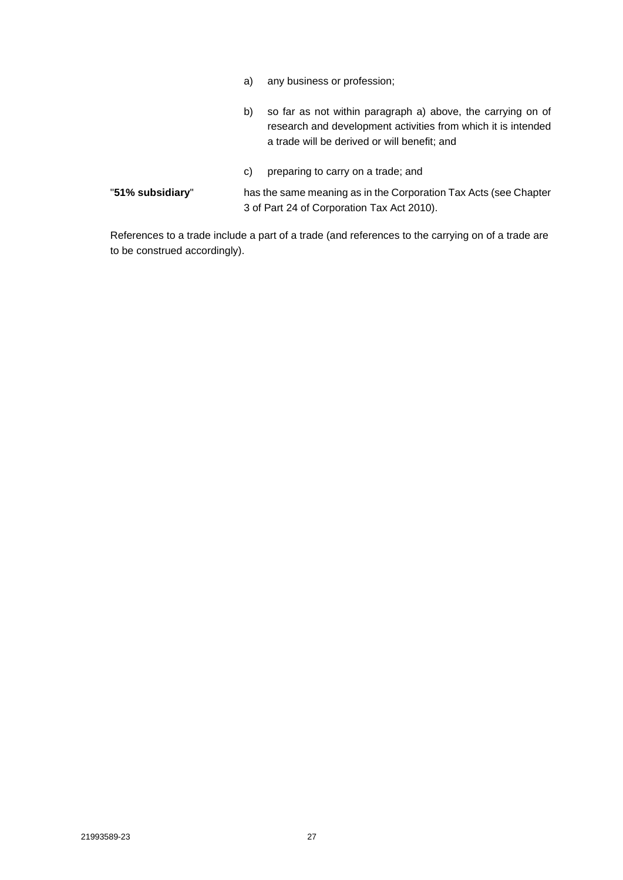a) any business or profession;

b) so far as not within paragraph a) above, the carrying on of research and development activities from which it is intended a trade will be derived or will benefit; and

c) preparing to carry on a trade; and

"**51% subsidiary**" has the same meaning as in the Corporation Tax Acts (see Chapter 3 of Part 24 of Corporation Tax Act 2010).

References to a trade include a part of a trade (and references to the carrying on of a trade are to be construed accordingly).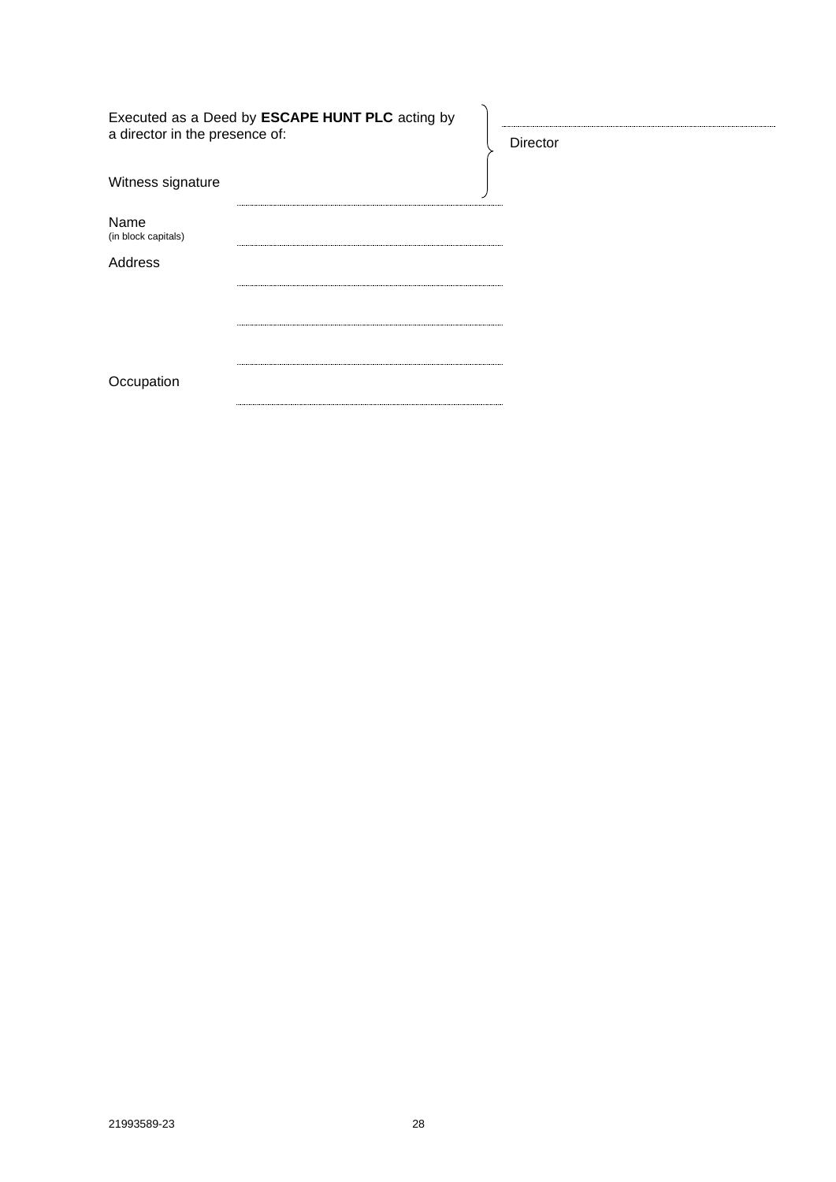Executed as a Deed by **ESCAPE HUNT PLC** acting by a director in the presence of:

.......................................................
Director

Witness signature .......................................................

Name
(in block capitals) .......................................................

Address .......................................................

.......................................................

.......................................................

Occupation .......................................................

21993589-23